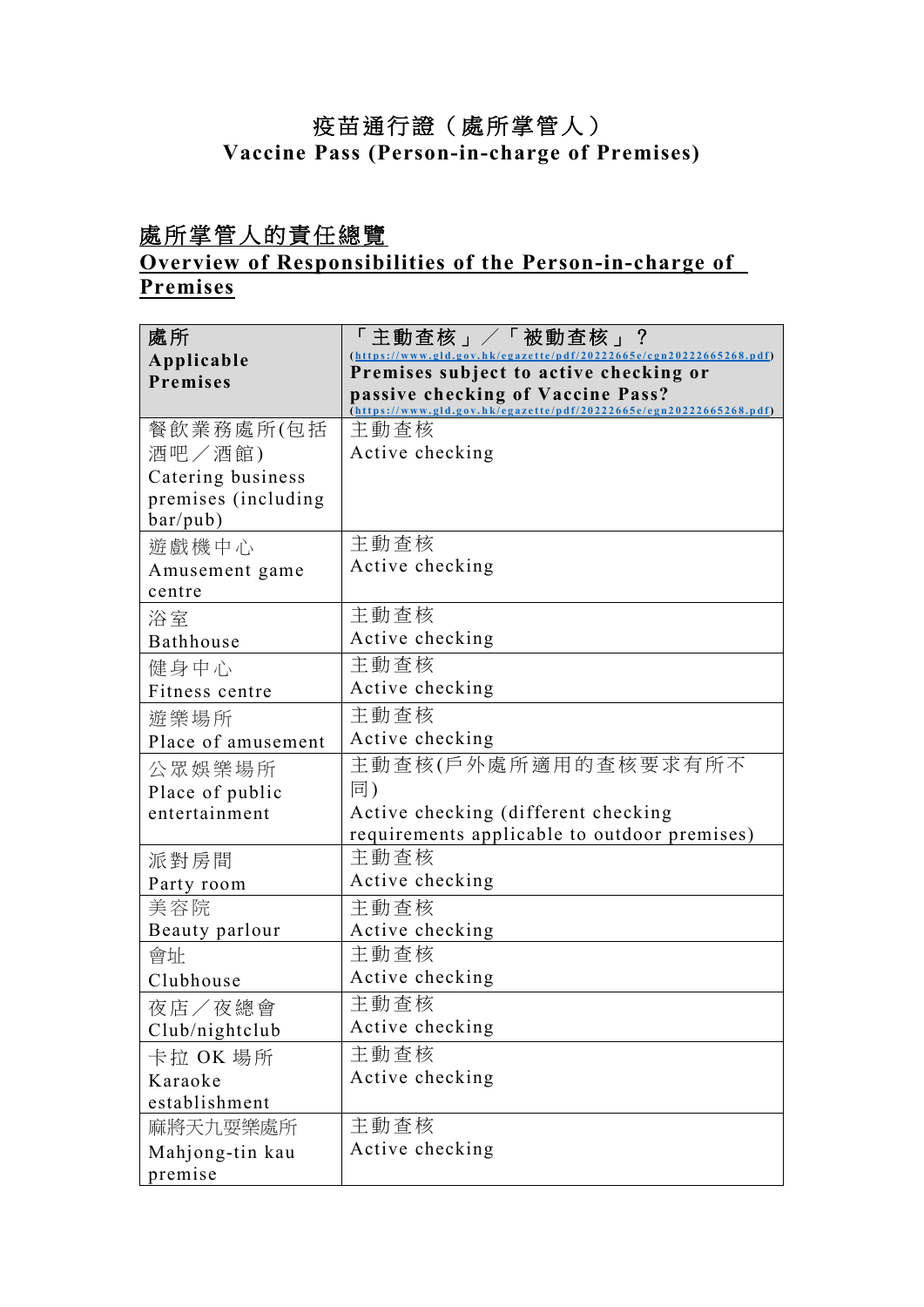# 疫苗通行證（處所掌管人）
# Vaccine Pass (Person-in-charge of Premises)

## 處所掌管人的責任總覽
## Overview of Responsibilities of the Person-in-charge of Premises

| 處所<br>**Applicable Premises** | 「主動查核」／「被動查核」？<br>(https://www.gld.gov.hk/egazette/pdf/20222665e/egn20222665268.pdf)<br>**Premises subject to active checking or passive checking of Vaccine Pass?**<br>(https://www.gld.gov.hk/egazette/pdf/20222665e/egn20222665268.pdf) |
|---|---|
| 餐飲業務處所(包括酒吧／酒館)<br>Catering business premises (including bar/pub) | 主動查核<br>Active checking |
| 遊戲機中心<br>Amusement game centre | 主動查核<br>Active checking |
| 浴室<br>Bathhouse | 主動查核<br>Active checking |
| 健身中心<br>Fitness centre | 主動查核<br>Active checking |
| 遊樂場所<br>Place of amusement | 主動查核<br>Active checking |
| 公眾娛樂場所<br>Place of public entertainment | 主動查核(戶外處所適用的查核要求有所不同)<br>Active checking (different checking requirements applicable to outdoor premises) |
| 派對房間<br>Party room | 主動查核<br>Active checking |
| 美容院<br>Beauty parlour | 主動查核<br>Active checking |
| 會址<br>Clubhouse | 主動查核<br>Active checking |
| 夜店／夜總會<br>Club/nightclub | 主動查核<br>Active checking |
| 卡拉 OK 場所<br>Karaoke establishment | 主動查核<br>Active checking |
| 麻將天九耍樂處所<br>Mahjong-tin kau premise | 主動查核<br>Active checking |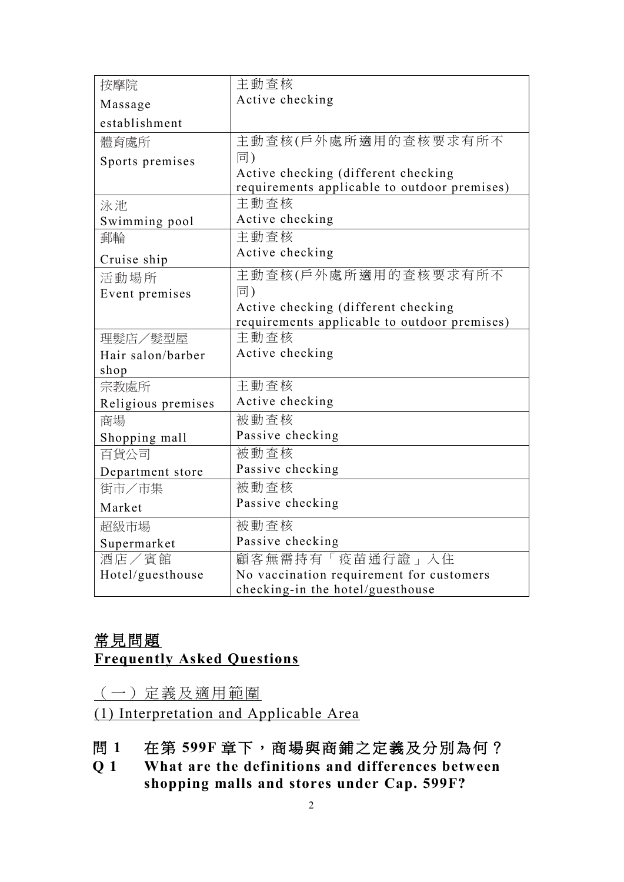| 按摩院<br>Massage establishment | 主動查核<br>Active checking |
|---|---|
| 體育處所<br>Sports premises | 主動查核(戶外處所適用的查核要求有所不同)<br>Active checking (different checking requirements applicable to outdoor premises) |
| 泳池<br>Swimming pool | 主動查核<br>Active checking |
| 郵輪<br>Cruise ship | 主動查核<br>Active checking |
| 活動場所<br>Event premises | 主動查核(戶外處所適用的查核要求有所不同)<br>Active checking (different checking requirements applicable to outdoor premises) |
| 理髮店／髮型屋<br>Hair salon/barber shop | 主動查核<br>Active checking |
| 宗教處所<br>Religious premises | 主動查核<br>Active checking |
| 商場<br>Shopping mall | 被動查核<br>Passive checking |
| 百貨公司<br>Department store | 被動查核<br>Passive checking |
| 街市／市集<br>Market | 被動查核<br>Passive checking |
| 超級市場<br>Supermarket | 被動查核<br>Passive checking |
| 酒店／賓館<br>Hotel/guesthouse | 顧客無需持有「疫苗通行證」入住<br>No vaccination requirement for customers checking-in the hotel/guesthouse |

## 常見問題
## Frequently Asked Questions

### （一）定義及適用範圍
### (1) Interpretation and Applicable Area

**問 1　在第 599F 章下，商場與商鋪之定義及分別為何？**

**Q 1　What are the definitions and differences between shopping malls and stores under Cap. 599F?**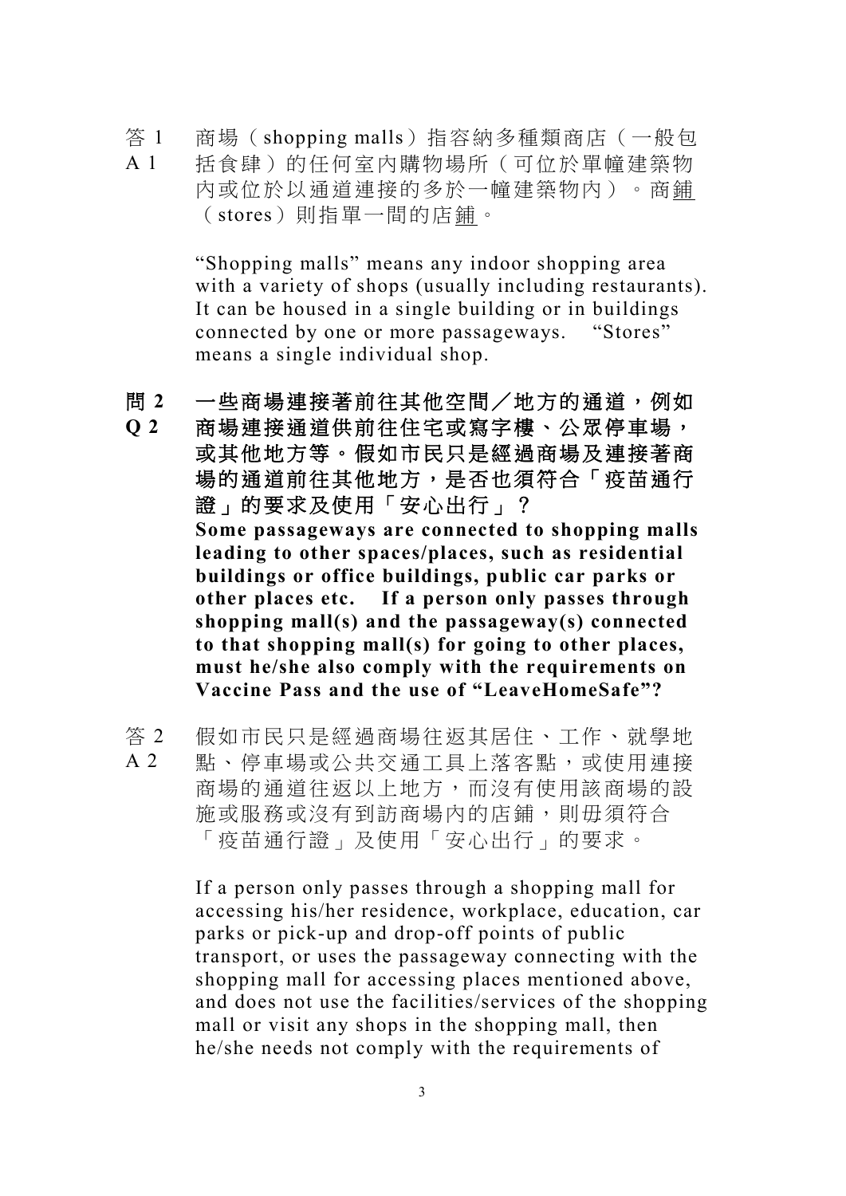答 1 商場（shopping malls）指容納多種類商店（一般包
A 1 括食肆）的任何室內購物場所（可位於單幢建築物內或位於以通道連接的多於一幢建築物內）。商鋪（stores）則指單一間的店鋪。

"Shopping malls" means any indoor shopping area with a variety of shops (usually including restaurants). It can be housed in a single building or in buildings connected by one or more passageways. "Stores" means a single individual shop.

**問 2 一些商場連接著前往其他空間／地方的通道，例如**
**Q 2 商場連接通道供前往住宅或寫字樓、公眾停車場，或其他地方等。假如市民只是經過商場及連接著商場的通道前往其他地方，是否也須符合「疫苗通行證」的要求及使用「安心出行」？**
**Some passageways are connected to shopping malls leading to other spaces/places, such as residential buildings or office buildings, public car parks or other places etc. If a person only passes through shopping mall(s) and the passageway(s) connected to that shopping mall(s) for going to other places, must he/she also comply with the requirements on Vaccine Pass and the use of "LeaveHomeSafe"?**

答 2 假如市民只是經過商場往返其居住、工作、就學地
A 2 點、停車場或公共交通工具上落客點，或使用連接商場的通道往返以上地方，而沒有使用該商場的設施或服務或沒有到訪商場內的店鋪，則毋須符合「疫苗通行證」及使用「安心出行」的要求。

If a person only passes through a shopping mall for accessing his/her residence, workplace, education, car parks or pick-up and drop-off points of public transport, or uses the passageway connecting with the shopping mall for accessing places mentioned above, and does not use the facilities/services of the shopping mall or visit any shops in the shopping mall, then he/she needs not comply with the requirements of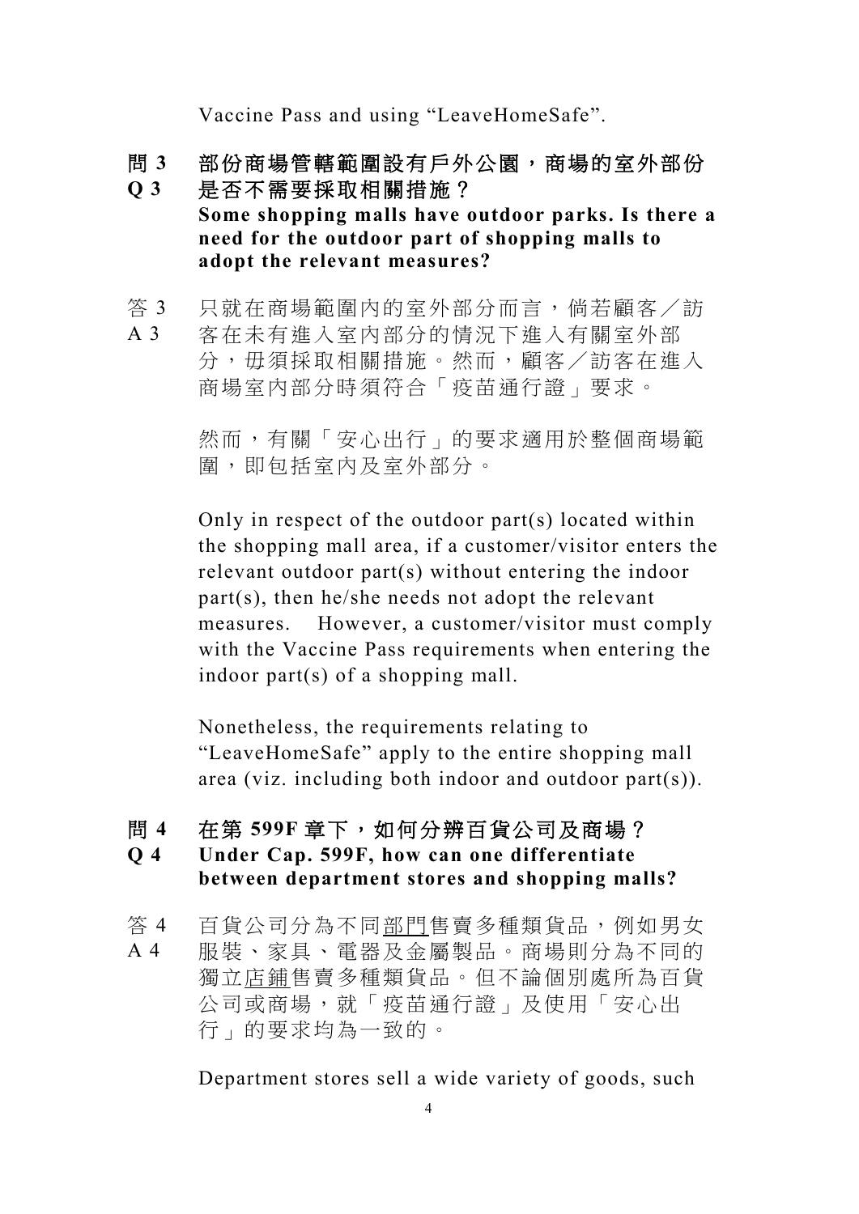Vaccine Pass and using “LeaveHomeSafe”.

**問 3　部份商場管轄範圍設有戶外公園，商場的室外部份是否不需要採取相關措施？**

**Q 3　Some shopping malls have outdoor parks. Is there a need for the outdoor part of shopping malls to adopt the relevant measures?**

答 3
A 3

只就在商場範圍內的室外部分而言，倘若顧客／訪客在未有進入室內部分的情況下進入有關室外部分，毋須採取相關措施。然而，顧客／訪客在進入商場室內部分時須符合「疫苗通行證」要求。

然而，有關「安心出行」的要求適用於整個商場範圍，即包括室內及室外部分。

Only in respect of the outdoor part(s) located within the shopping mall area, if a customer/visitor enters the relevant outdoor part(s) without entering the indoor part(s), then he/she needs not adopt the relevant measures. However, a customer/visitor must comply with the Vaccine Pass requirements when entering the indoor part(s) of a shopping mall.

Nonetheless, the requirements relating to “LeaveHomeSafe” apply to the entire shopping mall area (viz. including both indoor and outdoor part(s)).

**問 4　在第 599F 章下，如何分辨百貨公司及商場？**

**Q 4　Under Cap. 599F, how can one differentiate between department stores and shopping malls?**

答 4
A 4

百貨公司分為不同<u>部門</u>售賣多種類貨品，例如男女服裝、家具、電器及金屬製品。商場則分為不同的獨立<u>店鋪</u>售賣多種類貨品。但不論個別處所為百貨公司或商場，就「疫苗通行證」及使用「安心出行」的要求均為一致的。

Department stores sell a wide variety of goods, such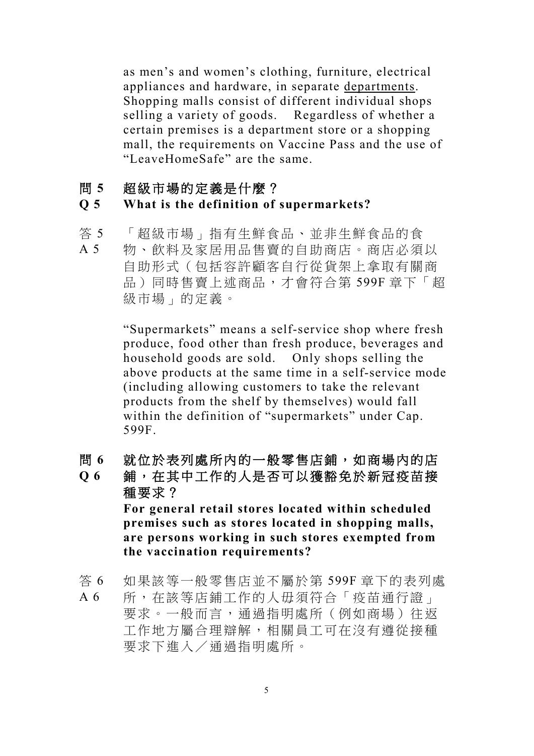as men's and women's clothing, furniture, electrical appliances and hardware, in separate departments. Shopping malls consist of different individual shops selling a variety of goods. Regardless of whether a certain premises is a department store or a shopping mall, the requirements on Vaccine Pass and the use of "LeaveHomeSafe" are the same.

**問 5　超級市場的定義是什麼？**
**Q 5　What is the definition of supermarkets?**

答 5
A 5　「超級市場」指有生鮮食品、並非生鮮食品的食物、飲料及家居用品售賣的自助商店。商店必須以自助形式（包括容許顧客自行從貨架上拿取有關商品）同時售賣上述商品，才會符合第 599F 章下「超級市場」的定義。

"Supermarkets" means a self-service shop where fresh produce, food other than fresh produce, beverages and household goods are sold. Only shops selling the above products at the same time in a self-service mode (including allowing customers to take the relevant products from the shelf by themselves) would fall within the definition of "supermarkets" under Cap. 599F.

**問 6　就位於表列處所內的一般零售店鋪，如商場內的店**
**Q 6　鋪，在其中工作的人是否可以獲豁免於新冠疫苗接種要求？**
**For general retail stores located within scheduled premises such as stores located in shopping malls, are persons working in such stores exempted from the vaccination requirements?**

答 6
A 6　如果該等一般零售店並不屬於第 599F 章下的表列處所，在該等店鋪工作的人毋須符合「疫苗通行證」要求。一般而言，通過指明處所（例如商場）往返工作地方屬合理辯解，相關員工可在沒有遵從接種要求下進入／通過指明處所。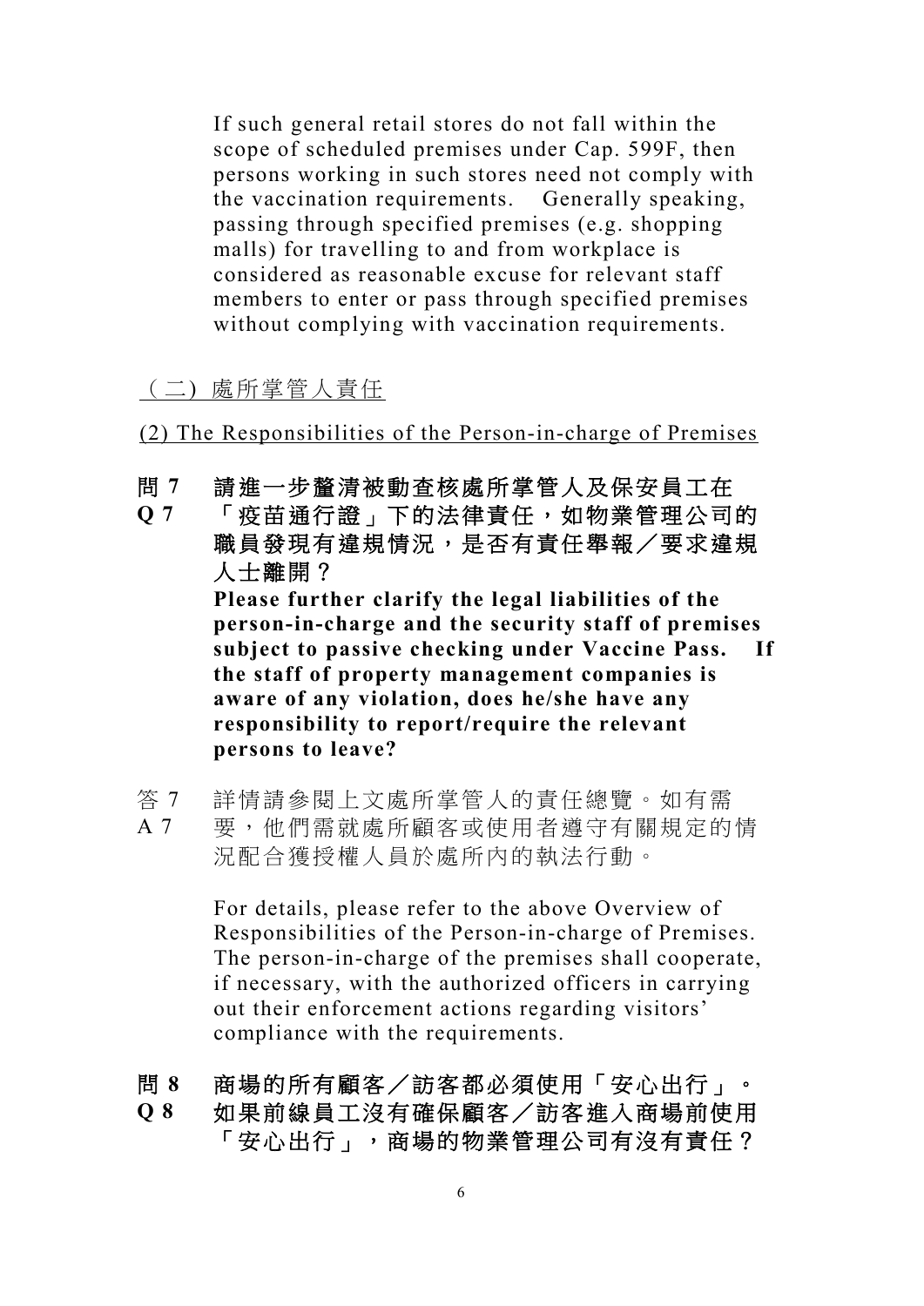If such general retail stores do not fall within the scope of scheduled premises under Cap. 599F, then persons working in such stores need not comply with the vaccination requirements. Generally speaking, passing through specified premises (e.g. shopping malls) for travelling to and from workplace is considered as reasonable excuse for relevant staff members to enter or pass through specified premises without complying with vaccination requirements.

## （二）處所掌管人責任

## (2) The Responsibilities of the Person-in-charge of Premises

**問 7　請進一步釐清被動查核處所掌管人及保安員工在「疫苗通行證」下的法律責任，如物業管理公司的職員發現有違規情況，是否有責任舉報／要求違規人士離開？**

**Q 7　Please further clarify the legal liabilities of the person-in-charge and the security staff of premises subject to passive checking under Vaccine Pass. If the staff of property management companies is aware of any violation, does he/she have any responsibility to report/require the relevant persons to leave?**

答 7　詳情請參閱上文處所掌管人的責任總覽。如有需要，他們需就處所顧客或使用者遵守有關規定的情況配合獲授權人員於處所內的執法行動。

A 7　For details, please refer to the above Overview of Responsibilities of the Person-in-charge of Premises. The person-in-charge of the premises shall cooperate, if necessary, with the authorized officers in carrying out their enforcement actions regarding visitors' compliance with the requirements.

**問 8　商場的所有顧客／訪客都必須使用「安心出行」。如果前線員工沒有確保顧客／訪客進入商場前使用「安心出行」，商場的物業管理公司有沒有責任？**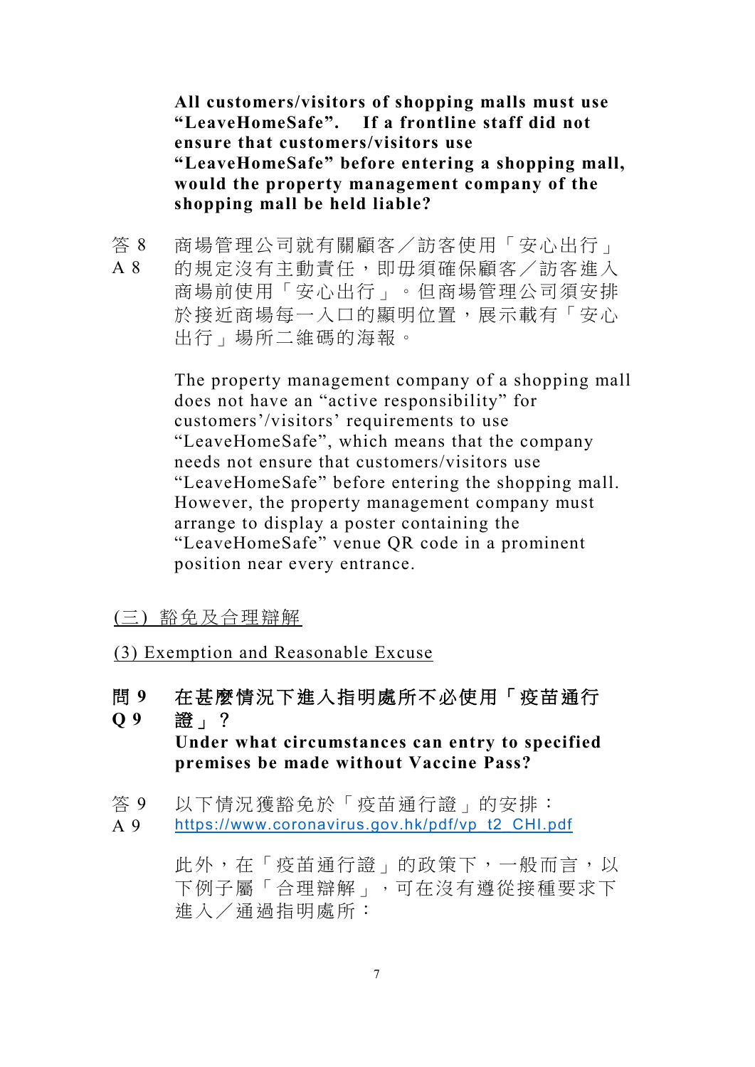**All customers/visitors of shopping malls must use "LeaveHomeSafe". If a frontline staff did not ensure that customers/visitors use "LeaveHomeSafe" before entering a shopping mall, would the property management company of the shopping mall be held liable?**

答 8
A 8

商場管理公司就有關顧客／訪客使用「安心出行」的規定沒有主動責任，即毋須確保顧客／訪客進入商場前使用「安心出行」。但商場管理公司須安排於接近商場每一入口的顯明位置，展示載有「安心出行」場所二維碼的海報。

The property management company of a shopping mall does not have an "active responsibility" for customers'/visitors' requirements to use "LeaveHomeSafe", which means that the company needs not ensure that customers/visitors use "LeaveHomeSafe" before entering the shopping mall. However, the property management company must arrange to display a poster containing the "LeaveHomeSafe" venue QR code in a prominent position near every entrance.

## (三) 豁免及合理辯解

## (3) Exemption and Reasonable Excuse

**問 9 在甚麼情況下進入指明處所不必使用「疫苗通行證」？**

**Q 9 Under what circumstances can entry to specified premises be made without Vaccine Pass?**

答 9
A 9

以下情況獲豁免於「疫苗通行證」的安排：
https://www.coronavirus.gov.hk/pdf/vp_t2_CHI.pdf

此外，在「疫苗通行證」的政策下，一般而言，以下例子屬「合理辯解」，可在沒有遵從接種要求下進入／通過指明處所：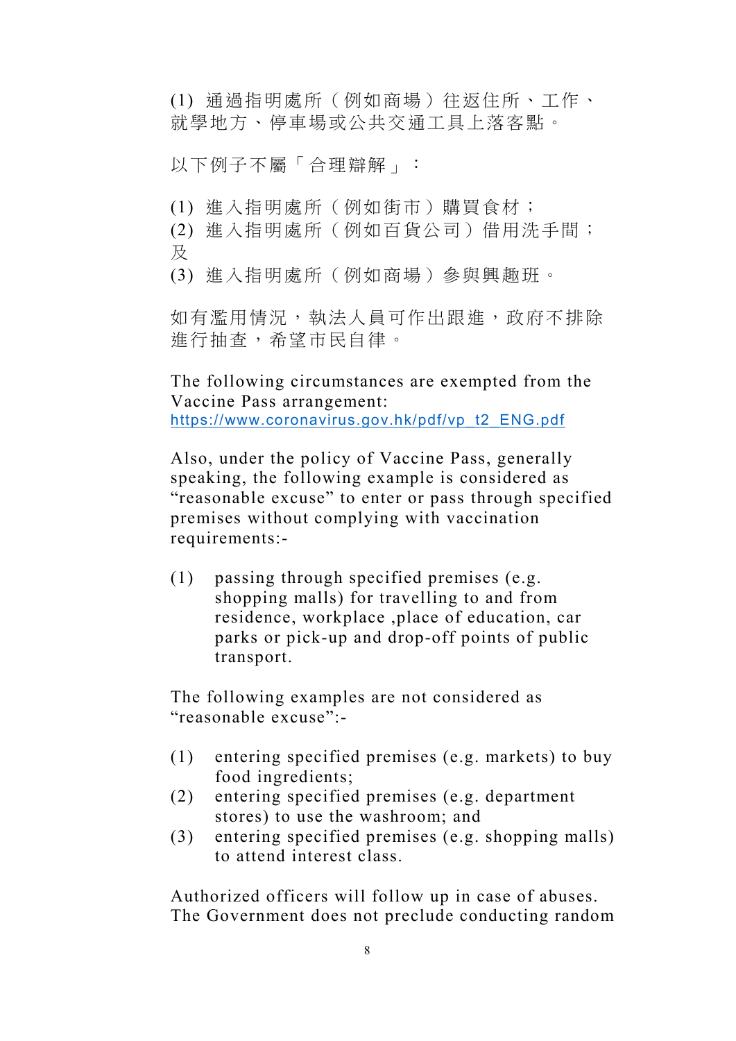(1) 通過指明處所（例如商場）往返住所、工作、就學地方、停車場或公共交通工具上落客點。

以下例子不屬「合理辯解」：

(1) 進入指明處所（例如街市）購買食材；
(2) 進入指明處所（例如百貨公司）借用洗手間；及
(3) 進入指明處所（例如商場）參與興趣班。

如有濫用情況，執法人員可作出跟進，政府不排除進行抽查，希望市民自律。

The following circumstances are exempted from the Vaccine Pass arrangement:
https://www.coronavirus.gov.hk/pdf/vp_t2_ENG.pdf

Also, under the policy of Vaccine Pass, generally speaking, the following example is considered as "reasonable excuse" to enter or pass through specified premises without complying with vaccination requirements:-

(1) passing through specified premises (e.g. shopping malls) for travelling to and from residence, workplace ,place of education, car parks or pick-up and drop-off points of public transport.

The following examples are not considered as "reasonable excuse":-

(1) entering specified premises (e.g. markets) to buy food ingredients;
(2) entering specified premises (e.g. department stores) to use the washroom; and
(3) entering specified premises (e.g. shopping malls) to attend interest class.

Authorized officers will follow up in case of abuses. The Government does not preclude conducting random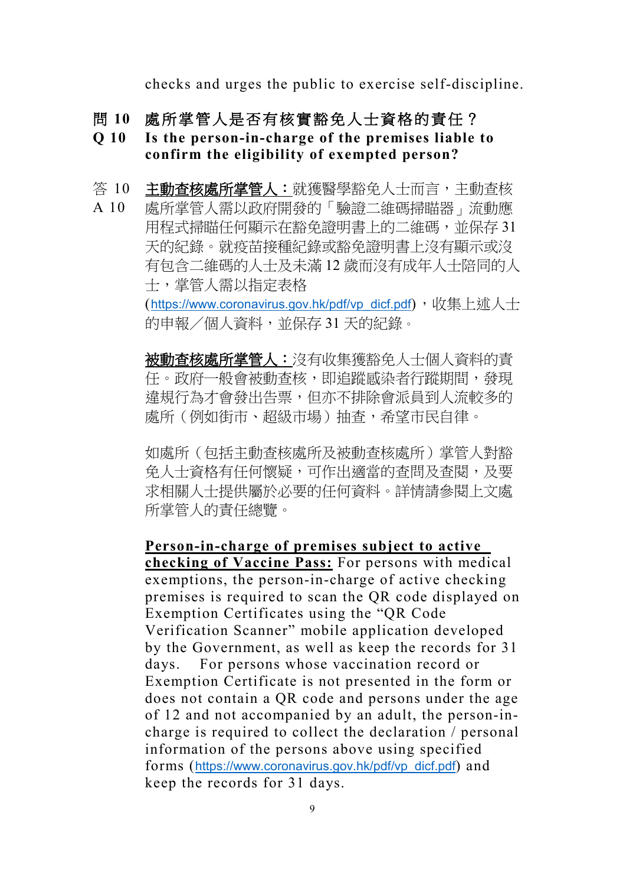checks and urges the public to exercise self-discipline.

**問 10 處所掌管人是否有核實豁免人士資格的責任？**

**Q 10 Is the person-in-charge of the premises liable to confirm the eligibility of exempted person?**

答 10
A 10

<u>主動查核處所掌管人：</u>就獲醫學豁免人士而言，主動查核處所掌管人需以政府開發的「驗證二維碼掃瞄器」流動應用程式掃瞄任何顯示在豁免證明書上的二維碼，並保存 31 天的紀錄。就疫苗接種紀錄或豁免證明書上沒有顯示或沒有包含二維碼的人士及未滿 12 歲而沒有成年人士陪同的人士，掌管人需以指定表格(https://www.coronavirus.gov.hk/pdf/vp_dicf.pdf)，收集上述人士的申報／個人資料，並保存 31 天的紀錄。

<u>被動查核處所掌管人：</u>沒有收集獲豁免人士個人資料的責任。政府一般會被動查核，即追蹤感染者行蹤期間，發現違規行為才會發出告票，但亦不排除會派員到人流較多的處所（例如街市、超級市場）抽查，希望市民自律。

如處所（包括主動查核處所及被動查核處所）掌管人對豁免人士資格有任何懷疑，可作出適當的查問及查閱，及要求相關人士提供屬於必要的任何資料。詳情請參閱上文處所掌管人的責任總覽。

**<u>Person-in-charge of premises subject to active checking of Vaccine Pass:</u>** For persons with medical exemptions, the person-in-charge of active checking premises is required to scan the QR code displayed on Exemption Certificates using the "QR Code Verification Scanner" mobile application developed by the Government, as well as keep the records for 31 days. For persons whose vaccination record or Exemption Certificate is not presented in the form or does not contain a QR code and persons under the age of 12 and not accompanied by an adult, the person-in-charge is required to collect the declaration / personal information of the persons above using specified forms (https://www.coronavirus.gov.hk/pdf/vp_dicf.pdf) and keep the records for 31 days.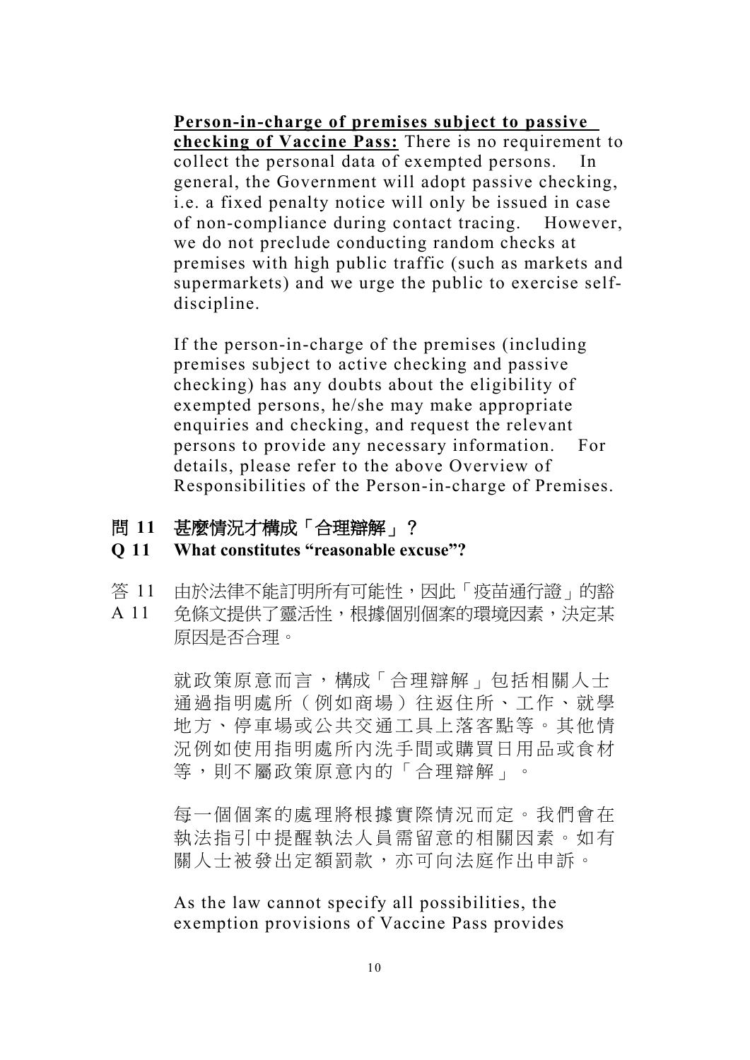**Person-in-charge of premises subject to passive checking of Vaccine Pass:** There is no requirement to collect the personal data of exempted persons. In general, the Government will adopt passive checking, i.e. a fixed penalty notice will only be issued in case of non-compliance during contact tracing. However, we do not preclude conducting random checks at premises with high public traffic (such as markets and supermarkets) and we urge the public to exercise self-discipline.

If the person-in-charge of the premises (including premises subject to active checking and passive checking) has any doubts about the eligibility of exempted persons, he/she may make appropriate enquiries and checking, and request the relevant persons to provide any necessary information. For details, please refer to the above Overview of Responsibilities of the Person-in-charge of Premises.

**問 11 甚麼情況才構成「合理辯解」？**

**Q 11 What constitutes "reasonable excuse"?**

答 11
A 11 由於法律不能訂明所有可能性，因此「疫苗通行證」的豁免條文提供了靈活性，根據個別個案的環境因素，決定某原因是否合理。

就政策原意而言，構成「合理辯解」包括相關人士通過指明處所（例如商場）往返住所、工作、就學地方、停車場或公共交通工具上落客點等。其他情況例如使用指明處所內洗手間或購買日用品或食材等，則不屬政策原意內的「合理辯解」。

每一個個案的處理將根據實際情況而定。我們會在執法指引中提醒執法人員需留意的相關因素。如有關人士被發出定額罰款，亦可向法庭作出申訴。

As the law cannot specify all possibilities, the exemption provisions of Vaccine Pass provides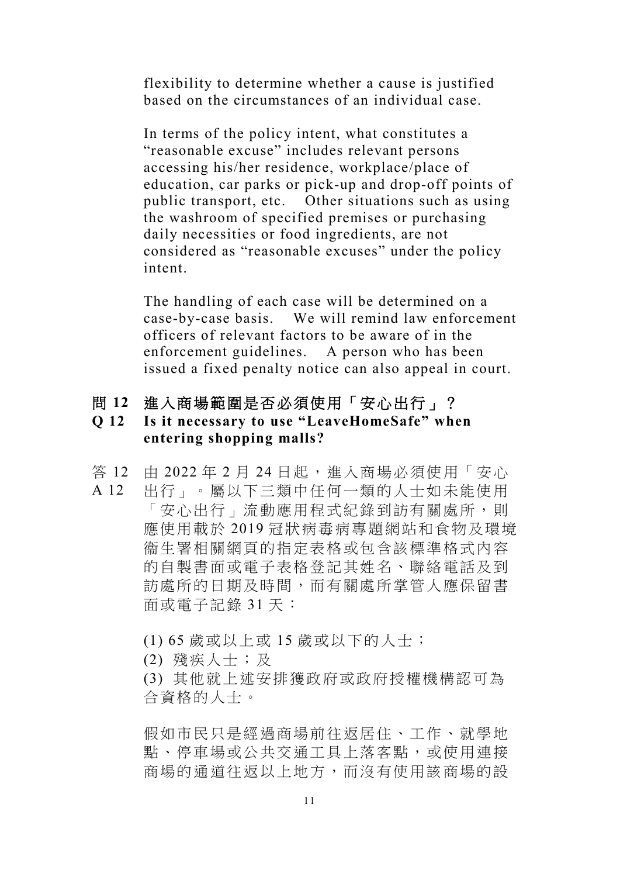flexibility to determine whether a cause is justified based on the circumstances of an individual case.

In terms of the policy intent, what constitutes a "reasonable excuse" includes relevant persons accessing his/her residence, workplace/place of education, car parks or pick-up and drop-off points of public transport, etc. Other situations such as using the washroom of specified premises or purchasing daily necessities or food ingredients, are not considered as "reasonable excuses" under the policy intent.

The handling of each case will be determined on a case-by-case basis. We will remind law enforcement officers of relevant factors to be aware of in the enforcement guidelines. A person who has been issued a fixed penalty notice can also appeal in court.

**問 12 進入商場範圍是否必須使用「安心出行」？**

**Q 12 Is it necessary to use "LeaveHomeSafe" when entering shopping malls?**

答 12
A 12 由 2022 年 2 月 24 日起，進入商場必須使用「安心出行」。屬以下三類中任何一類的人士如未能使用「安心出行」流動應用程式紀錄到訪有關處所，則應使用載於 2019 冠狀病毒病專題網站和食物及環境衞生署相關網頁的指定表格或包含該標準格式內容的自製書面或電子表格登記其姓名、聯絡電話及到訪處所的日期及時間，而有關處所掌管人應保留書面或電子記錄 31 天：

(1) 65 歲或以上或 15 歲或以下的人士；
(2) 殘疾人士；及
(3) 其他就上述安排獲政府或政府授權機構認可為合資格的人士。

假如市民只是經過商場前往返居住、工作、就學地點、停車場或公共交通工具上落客點，或使用連接商場的通道往返以上地方，而沒有使用該商場的設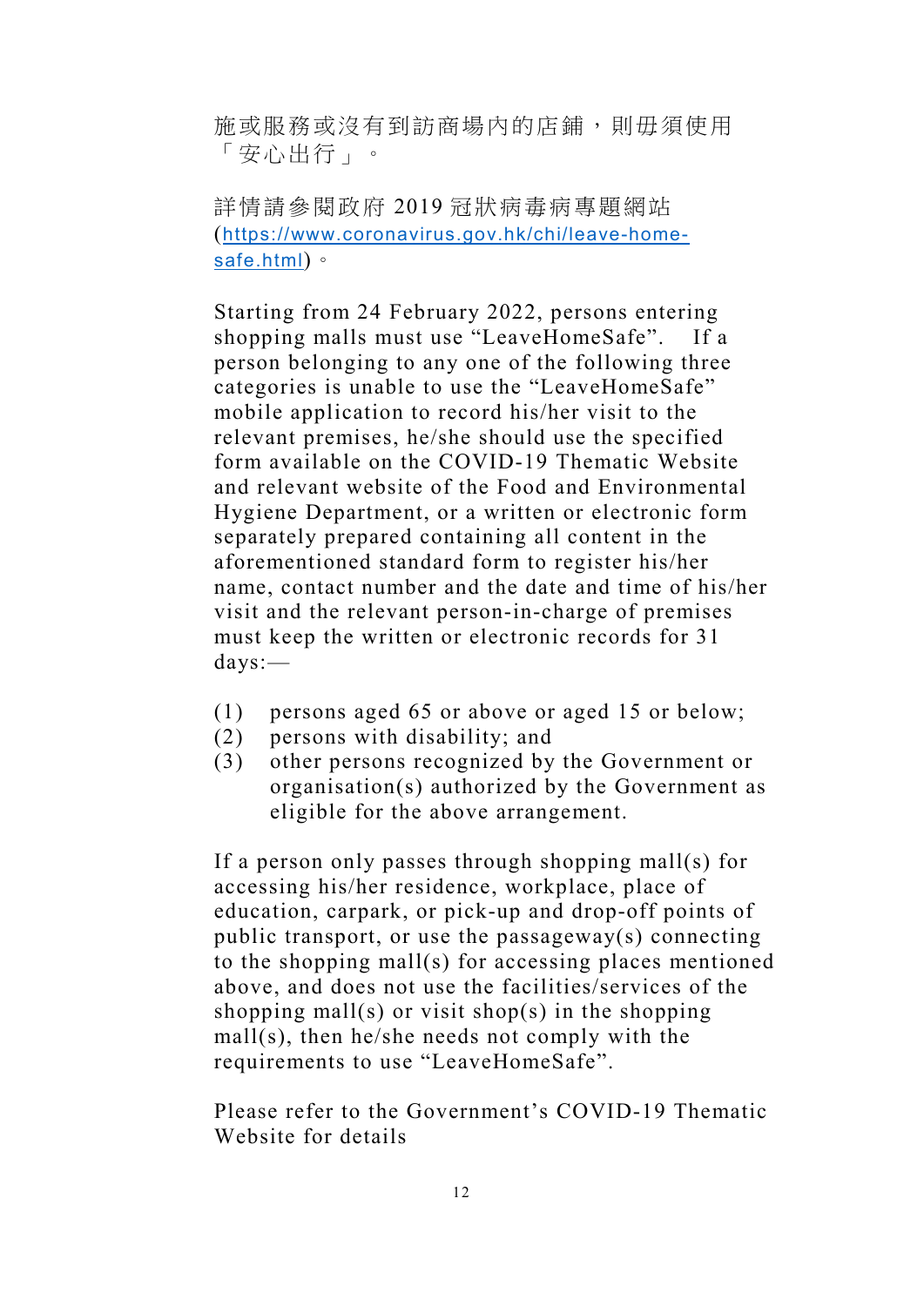施或服務或沒有到訪商場內的店鋪，則毋須使用「安心出行」。

詳情請參閱政府 2019 冠狀病毒病專題網站 (https://www.coronavirus.gov.hk/chi/leave-home-safe.html)。

Starting from 24 February 2022, persons entering shopping malls must use “LeaveHomeSafe”. If a person belonging to any one of the following three categories is unable to use the “LeaveHomeSafe” mobile application to record his/her visit to the relevant premises, he/she should use the specified form available on the COVID-19 Thematic Website and relevant website of the Food and Environmental Hygiene Department, or a written or electronic form separately prepared containing all content in the aforementioned standard form to register his/her name, contact number and the date and time of his/her visit and the relevant person-in-charge of premises must keep the written or electronic records for 31 days:—

(1) persons aged 65 or above or aged 15 or below;
(2) persons with disability; and
(3) other persons recognized by the Government or organisation(s) authorized by the Government as eligible for the above arrangement.

If a person only passes through shopping mall(s) for accessing his/her residence, workplace, place of education, carpark, or pick-up and drop-off points of public transport, or use the passageway(s) connecting to the shopping mall(s) for accessing places mentioned above, and does not use the facilities/services of the shopping mall(s) or visit shop(s) in the shopping mall(s), then he/she needs not comply with the requirements to use “LeaveHomeSafe”.

Please refer to the Government’s COVID-19 Thematic Website for details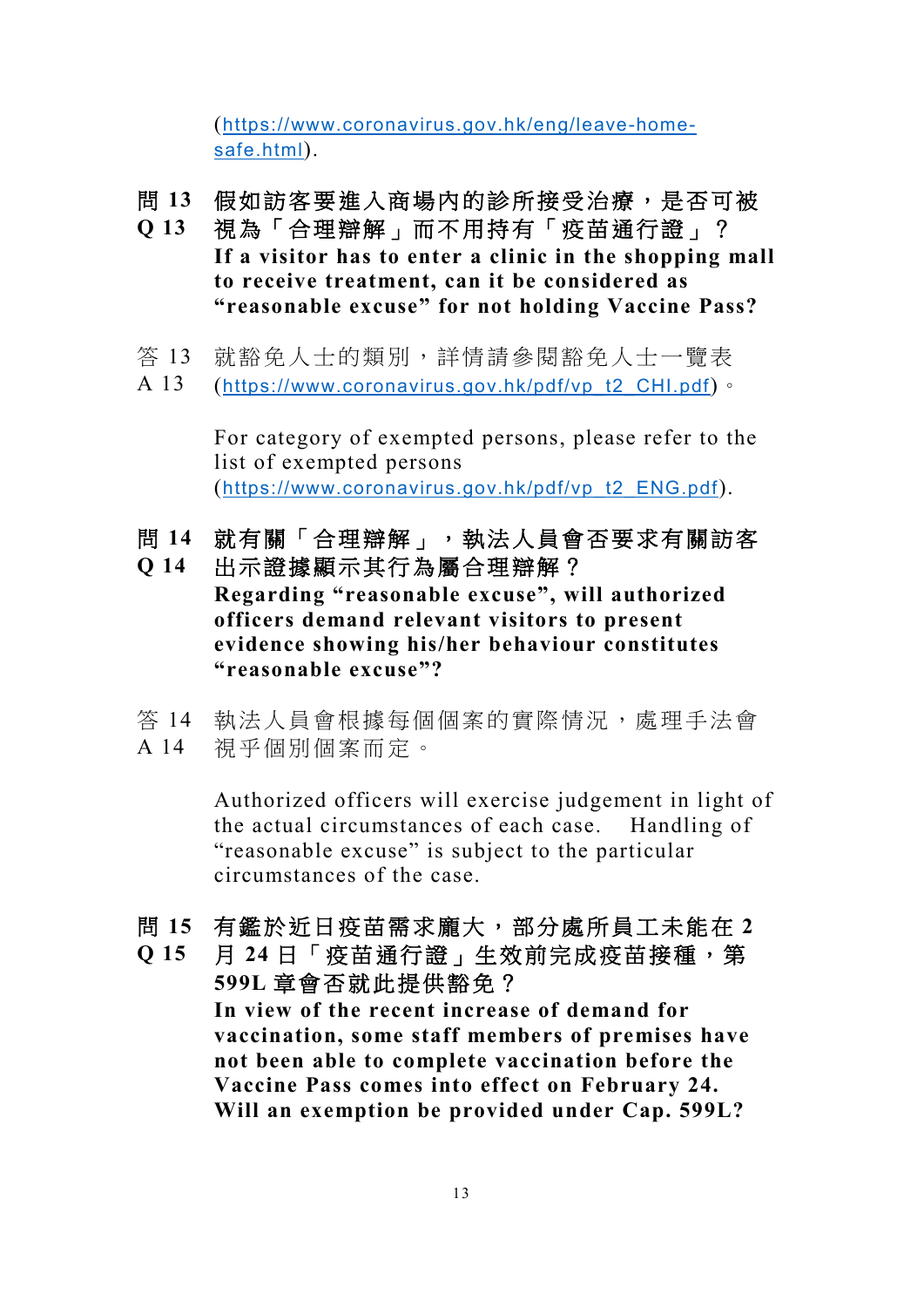(https://www.coronavirus.gov.hk/eng/leave-home-safe.html).

**問 13 假如訪客要進入商場內的診所接受治療，是否可被視為「合理辯解」而不用持有「疫苗通行證」？**
**Q 13 If a visitor has to enter a clinic in the shopping mall to receive treatment, can it be considered as "reasonable excuse" for not holding Vaccine Pass?**

答 13 就豁免人士的類別，詳情請參閱豁免人士一覽表(https://www.coronavirus.gov.hk/pdf/vp_t2_CHI.pdf)。
A 13

For category of exempted persons, please refer to the list of exempted persons (https://www.coronavirus.gov.hk/pdf/vp_t2_ENG.pdf).

**問 14 就有關「合理辯解」，執法人員會否要求有關訪客出示證據顯示其行為屬合理辯解？**
**Q 14 Regarding "reasonable excuse", will authorized officers demand relevant visitors to present evidence showing his/her behaviour constitutes "reasonable excuse"?**

答 14 執法人員會根據每個個案的實際情況，處理手法會視乎個別個案而定。
A 14

Authorized officers will exercise judgement in light of the actual circumstances of each case. Handling of "reasonable excuse" is subject to the particular circumstances of the case.

**問 15 有鑑於近日疫苗需求龐大，部分處所員工未能在 2 月 24 日「疫苗通行證」生效前完成疫苗接種，第 599L 章會否就此提供豁免？**
**Q 15 In view of the recent increase of demand for vaccination, some staff members of premises have not been able to complete vaccination before the Vaccine Pass comes into effect on February 24. Will an exemption be provided under Cap. 599L?**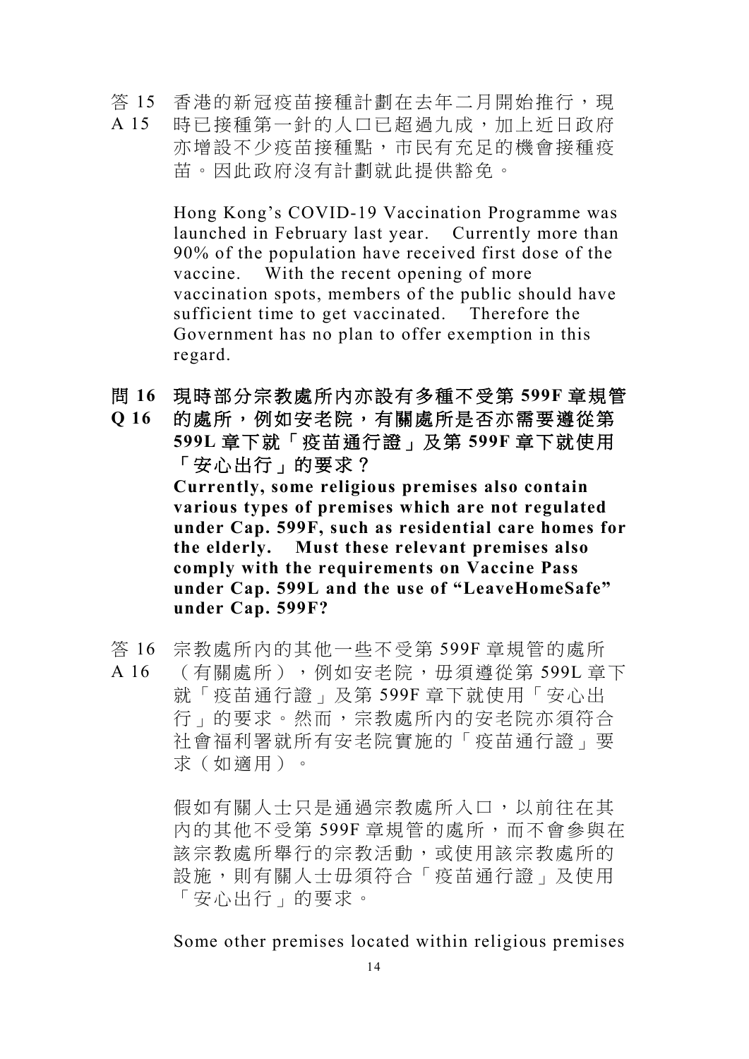答 15 香港的新冠疫苗接種計劃在去年二月開始推行，現時已接種第一針的人口已超過九成，加上近日政府亦增設不少疫苗接種點，市民有充足的機會接種疫苗。因此政府沒有計劃就此提供豁免。

A 15 Hong Kong's COVID-19 Vaccination Programme was launched in February last year. Currently more than 90% of the population have received first dose of the vaccine. With the recent opening of more vaccination spots, members of the public should have sufficient time to get vaccinated. Therefore the Government has no plan to offer exemption in this regard.

**問 16 現時部分宗教處所內亦設有多種不受第 599F 章規管的處所，例如安老院，有關處所是否亦需要遵從第 599L 章下就「疫苗通行證」及第 599F 章下就使用「安心出行」的要求？**

**Q 16 Currently, some religious premises also contain various types of premises which are not regulated under Cap. 599F, such as residential care homes for the elderly. Must these relevant premises also comply with the requirements on Vaccine Pass under Cap. 599L and the use of "LeaveHomeSafe" under Cap. 599F?**

答 16 宗教處所內的其他一些不受第 599F 章規管的處所（有關處所），例如安老院，毋須遵從第 599L 章下就「疫苗通行證」及第 599F 章下就使用「安心出行」的要求。然而，宗教處所內的安老院亦須符合社會福利署就所有安老院實施的「疫苗通行證」要求（如適用）。

假如有關人士只是通過宗教處所入口，以前往在其內的其他不受第 599F 章規管的處所，而不會參與在該宗教處所舉行的宗教活動，或使用該宗教處所的設施，則有關人士毋須符合「疫苗通行證」及使用「安心出行」的要求。

A 16 Some other premises located within religious premises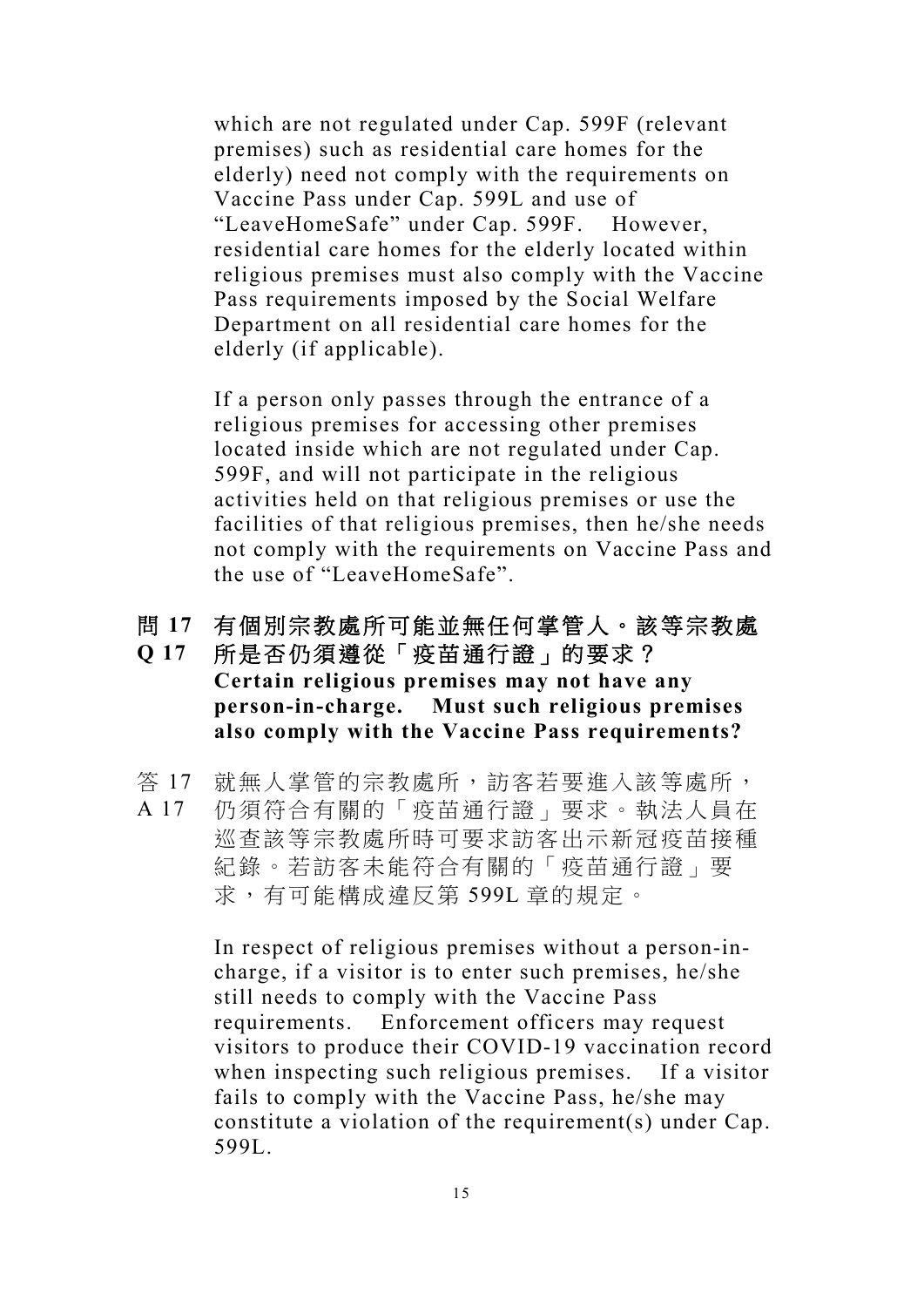which are not regulated under Cap. 599F (relevant premises) such as residential care homes for the elderly) need not comply with the requirements on Vaccine Pass under Cap. 599L and use of "LeaveHomeSafe" under Cap. 599F. However, residential care homes for the elderly located within religious premises must also comply with the Vaccine Pass requirements imposed by the Social Welfare Department on all residential care homes for the elderly (if applicable).

If a person only passes through the entrance of a religious premises for accessing other premises located inside which are not regulated under Cap. 599F, and will not participate in the religious activities held on that religious premises or use the facilities of that religious premises, then he/she needs not comply with the requirements on Vaccine Pass and the use of "LeaveHomeSafe".

**問 17 有個別宗教處所可能並無任何掌管人。該等宗教處所是否仍須遵從「疫苗通行證」的要求？**

**Q 17 Certain religious premises may not have any person-in-charge. Must such religious premises also comply with the Vaccine Pass requirements?**

答 17 就無人掌管的宗教處所，訪客若要進入該等處所，仍須符合有關的「疫苗通行證」要求。執法人員在巡查該等宗教處所時可要求訪客出示新冠疫苗接種紀錄。若訪客未能符合有關的「疫苗通行證」要求，有可能構成違反第 599L 章的規定。

A 17 In respect of religious premises without a person-in-charge, if a visitor is to enter such premises, he/she still needs to comply with the Vaccine Pass requirements. Enforcement officers may request visitors to produce their COVID-19 vaccination record when inspecting such religious premises. If a visitor fails to comply with the Vaccine Pass, he/she may constitute a violation of the requirement(s) under Cap. 599L.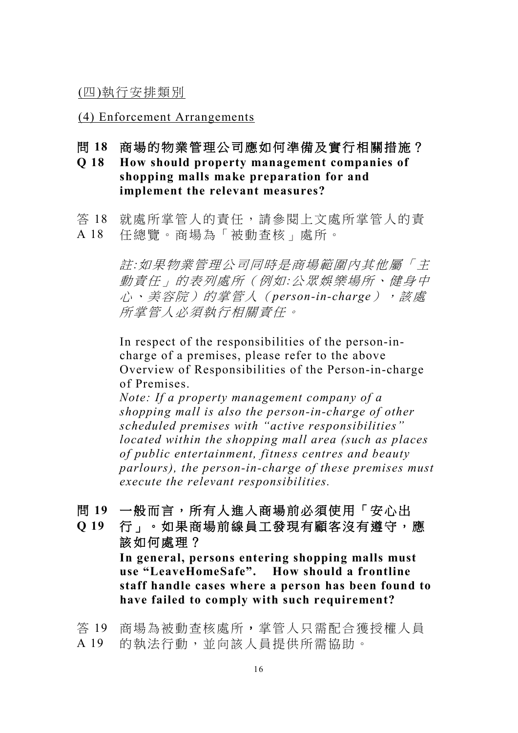(四)執行安排類別

(4) Enforcement Arrangements

**問 18 商場的物業管理公司應如何準備及實行相關措施？**
**Q 18 How should property management companies of shopping malls make preparation for and implement the relevant measures?**

答 18
A 18
就處所掌管人的責任，請參閱上文處所掌管人的責任總覽。商場為「被動查核」處所。

*註:如果物業管理公司同時是商場範圍內其他屬「主動責任」的表列處所（例如:公眾娛樂場所、健身中心、美容院）的掌管人（person-in-charge），該處所掌管人必須執行相關責任。*

In respect of the responsibilities of the person-in-charge of a premises, please refer to the above Overview of Responsibilities of the Person-in-charge of Premises.

*Note: If a property management company of a shopping mall is also the person-in-charge of other scheduled premises with "active responsibilities" located within the shopping mall area (such as places of public entertainment, fitness centres and beauty parlours), the person-in-charge of these premises must execute the relevant responsibilities.*

**問 19 一般而言，所有人進入商場前必須使用「安心出行」。如果商場前線員工發現有顧客沒有遵守，應該如何處理？**
**Q 19 In general, persons entering shopping malls must use "LeaveHomeSafe". How should a frontline staff handle cases where a person has been found to have failed to comply with such requirement?**

答 19
A 19
商場為被動查核處所，掌管人只需配合獲授權人員的執法行動，並向該人員提供所需協助。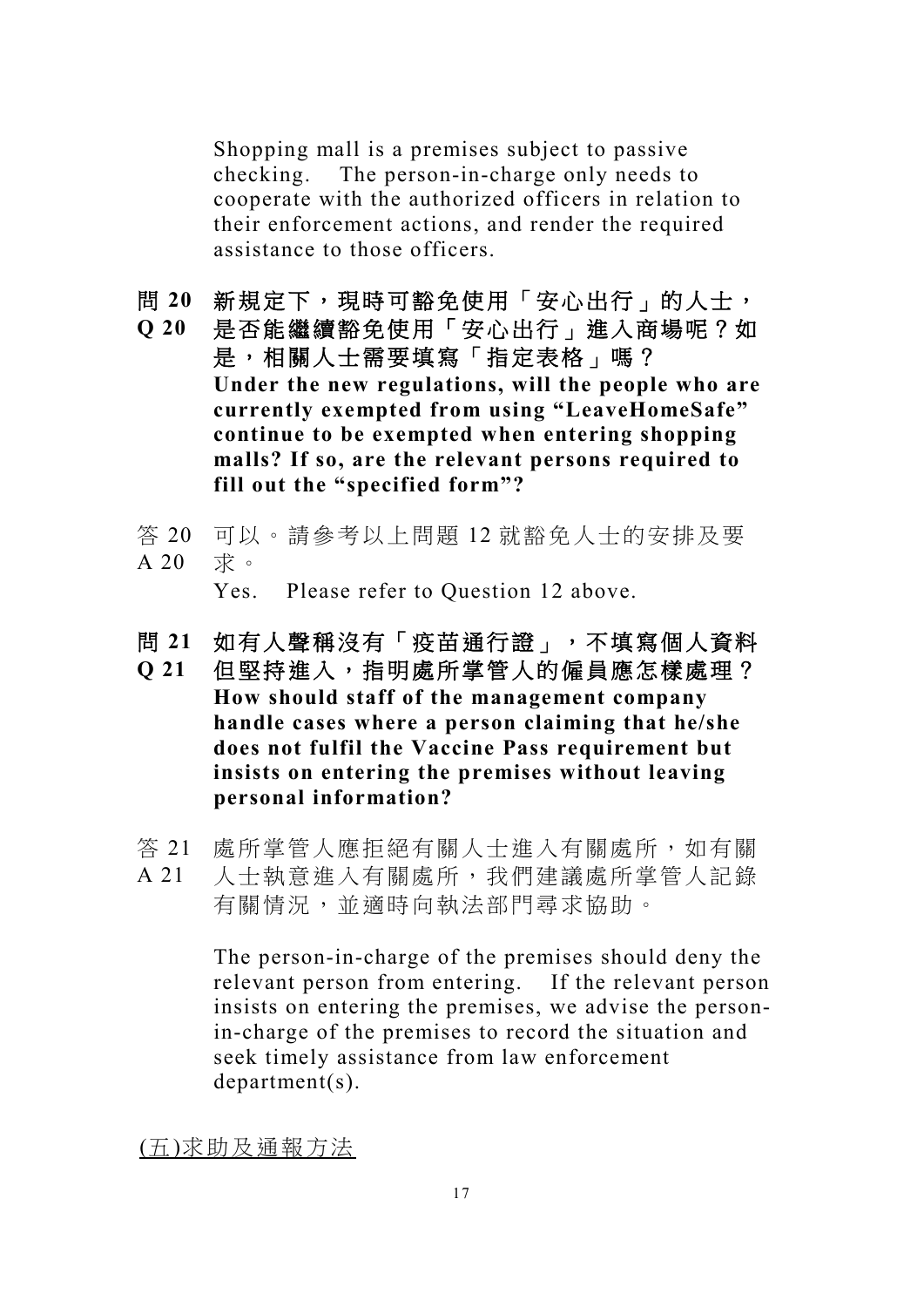Shopping mall is a premises subject to passive checking. The person-in-charge only needs to cooperate with the authorized officers in relation to their enforcement actions, and render the required assistance to those officers.

**問 20 新規定下，現時可豁免使用「安心出行」的人士，是否能繼續豁免使用「安心出行」進入商場呢？如是，相關人士需要填寫「指定表格」嗎？**
**Q 20 Under the new regulations, will the people who are currently exempted from using "LeaveHomeSafe" continue to be exempted when entering shopping malls? If so, are the relevant persons required to fill out the "specified form"?**

答 20 可以。請參考以上問題 12 就豁免人士的安排及要求。
A 20 Yes. Please refer to Question 12 above.

**問 21 如有人聲稱沒有「疫苗通行證」，不填寫個人資料但堅持進入，指明處所掌管人的僱員應怎樣處理？**
**Q 21 How should staff of the management company handle cases where a person claiming that he/she does not fulfil the Vaccine Pass requirement but insists on entering the premises without leaving personal information?**

答 21 處所掌管人應拒絕有關人士進入有關處所，如有關人士執意進入有關處所，我們建議處所掌管人記錄有關情況，並適時向執法部門尋求協助。
A 21 The person-in-charge of the premises should deny the relevant person from entering. If the relevant person insists on entering the premises, we advise the person-in-charge of the premises to record the situation and seek timely assistance from law enforcement department(s).

(五)求助及通報方法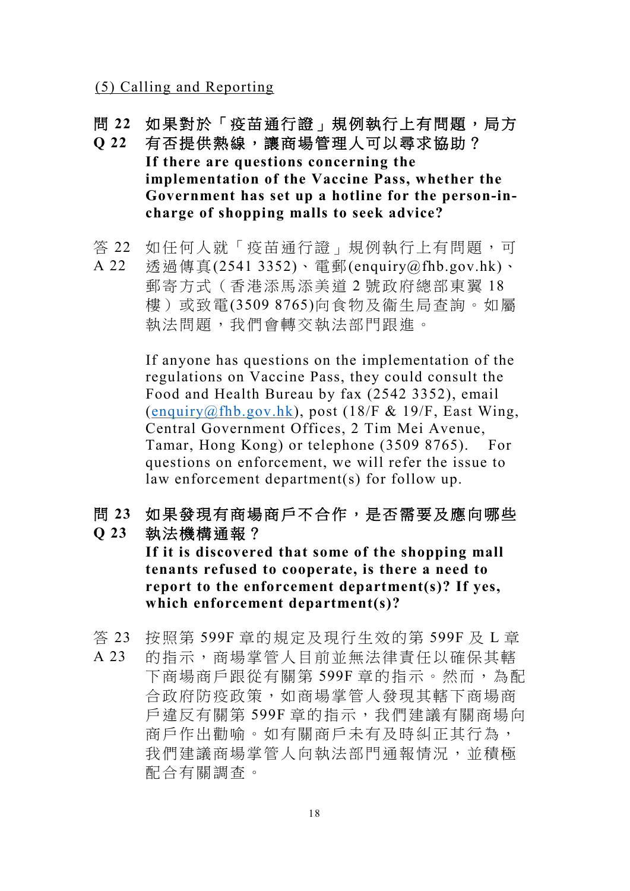(5) Calling and Reporting

**問 22 如果對於「疫苗通行證」規例執行上有問題，局方有否提供熱線，讓商場管理人可以尋求協助？**

**Q 22 If there are questions concerning the implementation of the Vaccine Pass, whether the Government has set up a hotline for the person-in-charge of shopping malls to seek advice?**

答 22 如任何人就「疫苗通行證」規例執行上有問題，可透過傳真(2541 3352)、電郵(enquiry@fhb.gov.hk)、郵寄方式（香港添馬添美道 2 號政府總部東翼 18 樓）或致電(3509 8765)向食物及衞生局查詢。如屬執法問題，我們會轉交執法部門跟進。

A 22 If anyone has questions on the implementation of the regulations on Vaccine Pass, they could consult the Food and Health Bureau by fax (2542 3352), email (enquiry@fhb.gov.hk), post (18/F & 19/F, East Wing, Central Government Offices, 2 Tim Mei Avenue, Tamar, Hong Kong) or telephone (3509 8765). For questions on enforcement, we will refer the issue to law enforcement department(s) for follow up.

**問 23 如果發現有商場商戶不合作，是否需要及應向哪些執法機構通報？**

**Q 23 If it is discovered that some of the shopping mall tenants refused to cooperate, is there a need to report to the enforcement department(s)? If yes, which enforcement department(s)?**

答 23 按照第 599F 章的規定及現行生效的第 599F 及 L 章的指示，商場掌管人目前並無法律責任以確保其轄下商場商戶跟從有關第 599F 章的指示。然而，為配合政府防疫政策，如商場掌管人發現其轄下商場商戶違反有關第 599F 章的指示，我們建議有關商場向商戶作出勸喻。如有關商戶未有及時糾正其行為，我們建議商場掌管人向執法部門通報情況，並積極配合有關調查。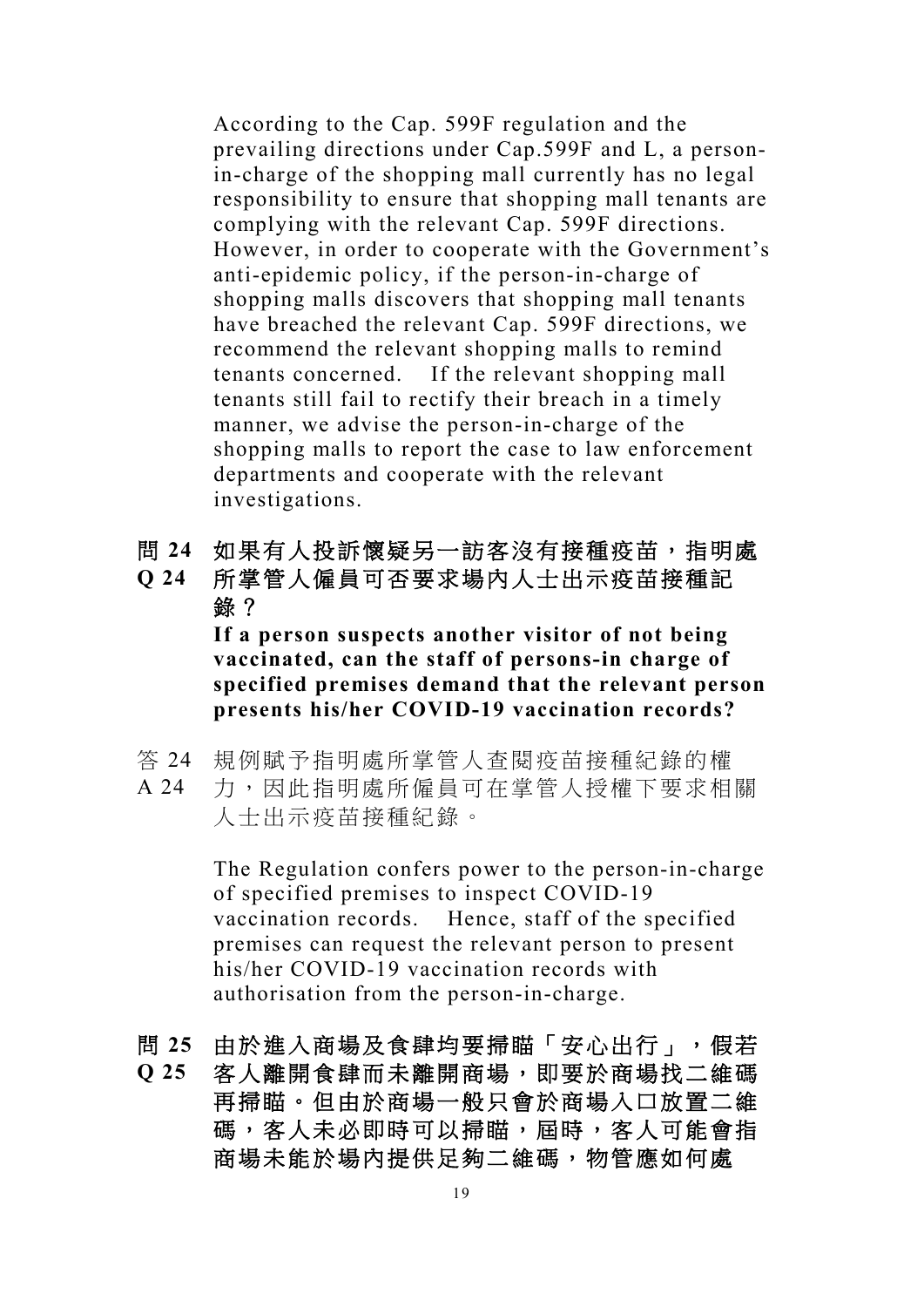According to the Cap. 599F regulation and the prevailing directions under Cap.599F and L, a person-in-charge of the shopping mall currently has no legal responsibility to ensure that shopping mall tenants are complying with the relevant Cap. 599F directions. However, in order to cooperate with the Government's anti-epidemic policy, if the person-in-charge of shopping malls discovers that shopping mall tenants have breached the relevant Cap. 599F directions, we recommend the relevant shopping malls to remind tenants concerned. If the relevant shopping mall tenants still fail to rectify their breach in a timely manner, we advise the person-in-charge of the shopping malls to report the case to law enforcement departments and cooperate with the relevant investigations.

**問 24 如果有人投訴懷疑另一訪客沒有接種疫苗，指明處所掌管人僱員可否要求場內人士出示疫苗接種記錄？**

**Q 24 If a person suspects another visitor of not being vaccinated, can the staff of persons-in charge of specified premises demand that the relevant person presents his/her COVID-19 vaccination records?**

答 24 規例賦予指明處所掌管人查閱疫苗接種紀錄的權力，因此指明處所僱員可在掌管人授權下要求相關人士出示疫苗接種紀錄。

A 24 The Regulation confers power to the person-in-charge of specified premises to inspect COVID-19 vaccination records. Hence, staff of the specified premises can request the relevant person to present his/her COVID-19 vaccination records with authorisation from the person-in-charge.

**問 25 由於進入商場及食肆均要掃瞄「安心出行」，假若客人離開食肆而未離開商場，即要於商場找二維碼再掃瞄。但由於商場一般只會於商場入口放置二維碼，客人未必即時可以掃瞄，屆時，客人可能會指商場未能於場內提供足夠二維碼，物管應如何處**

**Q 25**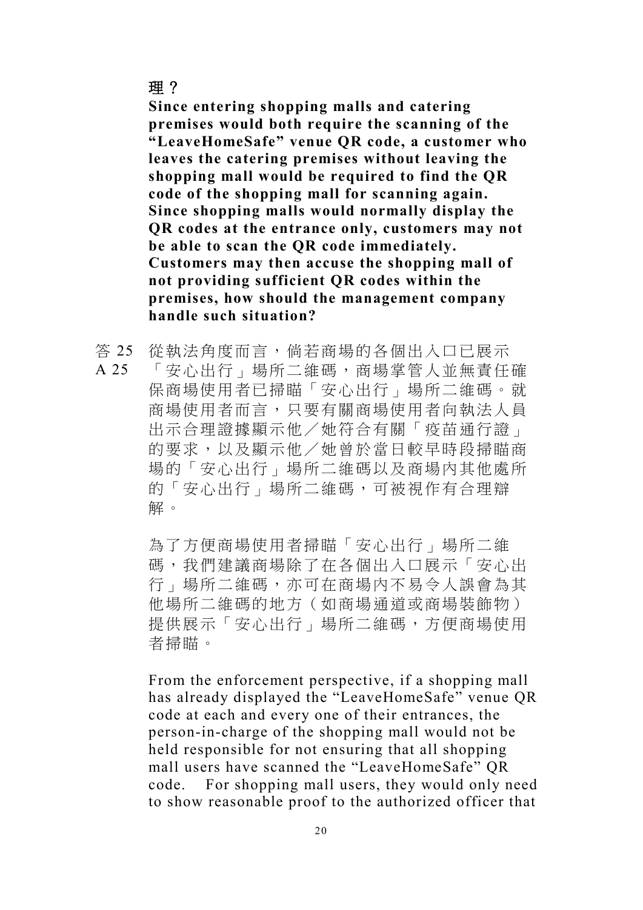**理？**

**Since entering shopping malls and catering premises would both require the scanning of the "LeaveHomeSafe" venue QR code, a customer who leaves the catering premises without leaving the shopping mall would be required to find the QR code of the shopping mall for scanning again. Since shopping malls would normally display the QR codes at the entrance only, customers may not be able to scan the QR code immediately. Customers may then accuse the shopping mall of not providing sufficient QR codes within the premises, how should the management company handle such situation?**

答 25
A 25

從執法角度而言，倘若商場的各個出入口已展示「安心出行」場所二維碼，商場掌管人並無責任確保商場使用者已掃瞄「安心出行」場所二維碼。就商場使用者而言，只要有關商場使用者向執法人員出示合理證據顯示他／她符合有關「疫苗通行證」的要求，以及顯示他／她曾於當日較早時段掃瞄商場的「安心出行」場所二維碼以及商場內其他處所的「安心出行」場所二維碼，可被視作有合理辯解。

為了方便商場使用者掃瞄「安心出行」場所二維碼，我們建議商場除了在各個出入口展示「安心出行」場所二維碼，亦可在商場內不易令人誤會為其他場所二維碼的地方（如商場通道或商場裝飾物）提供展示「安心出行」場所二維碼，方便商場使用者掃瞄。

From the enforcement perspective, if a shopping mall has already displayed the "LeaveHomeSafe" venue QR code at each and every one of their entrances, the person-in-charge of the shopping mall would not be held responsible for not ensuring that all shopping mall users have scanned the "LeaveHomeSafe" QR code. For shopping mall users, they would only need to show reasonable proof to the authorized officer that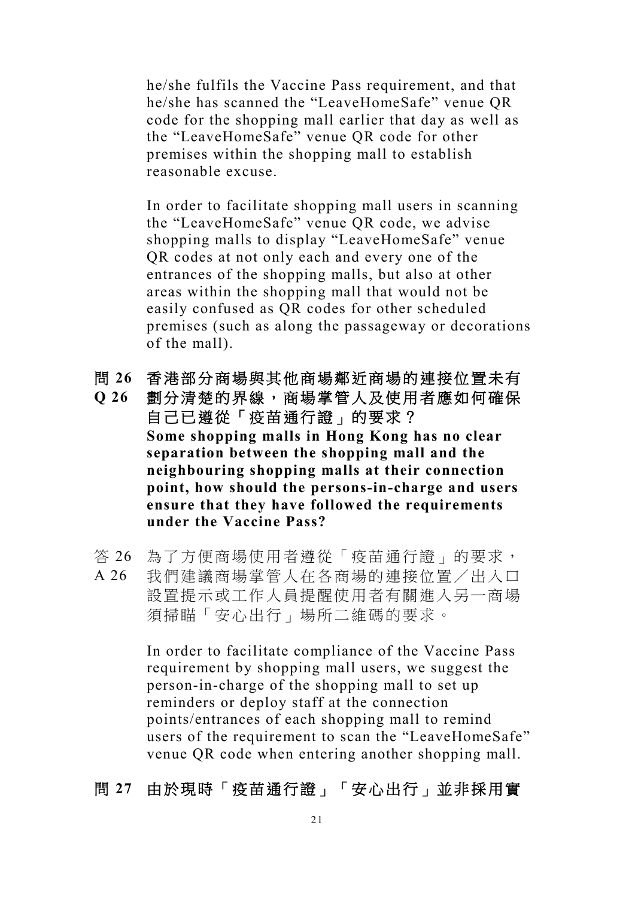he/she fulfils the Vaccine Pass requirement, and that he/she has scanned the "LeaveHomeSafe" venue QR code for the shopping mall earlier that day as well as the "LeaveHomeSafe" venue QR code for other premises within the shopping mall to establish reasonable excuse.

In order to facilitate shopping mall users in scanning the "LeaveHomeSafe" venue QR code, we advise shopping malls to display "LeaveHomeSafe" venue QR codes at not only each and every one of the entrances of the shopping malls, but also at other areas within the shopping mall that would not be easily confused as QR codes for other scheduled premises (such as along the passageway or decorations of the mall).

**問 26 香港部分商場與其他商場鄰近商場的連接位置未有劃分清楚的界線，商場掌管人及使用者應如何確保自己已遵從「疫苗通行證」的要求？**

**Q 26 Some shopping malls in Hong Kong has no clear separation between the shopping mall and the neighbouring shopping malls at their connection point, how should the persons-in-charge and users ensure that they have followed the requirements under the Vaccine Pass?**

答 26 為了方便商場使用者遵從「疫苗通行證」的要求，我們建議商場掌管人在各商場的連接位置／出入口設置提示或工作人員提醒使用者有關進入另一商場須掃瞄「安心出行」場所二維碼的要求。

A 26 In order to facilitate compliance of the Vaccine Pass requirement by shopping mall users, we suggest the person-in-charge of the shopping mall to set up reminders or deploy staff at the connection points/entrances of each shopping mall to remind users of the requirement to scan the "LeaveHomeSafe" venue QR code when entering another shopping mall.

**問 27 由於現時「疫苗通行證」「安心出行」並非採用實**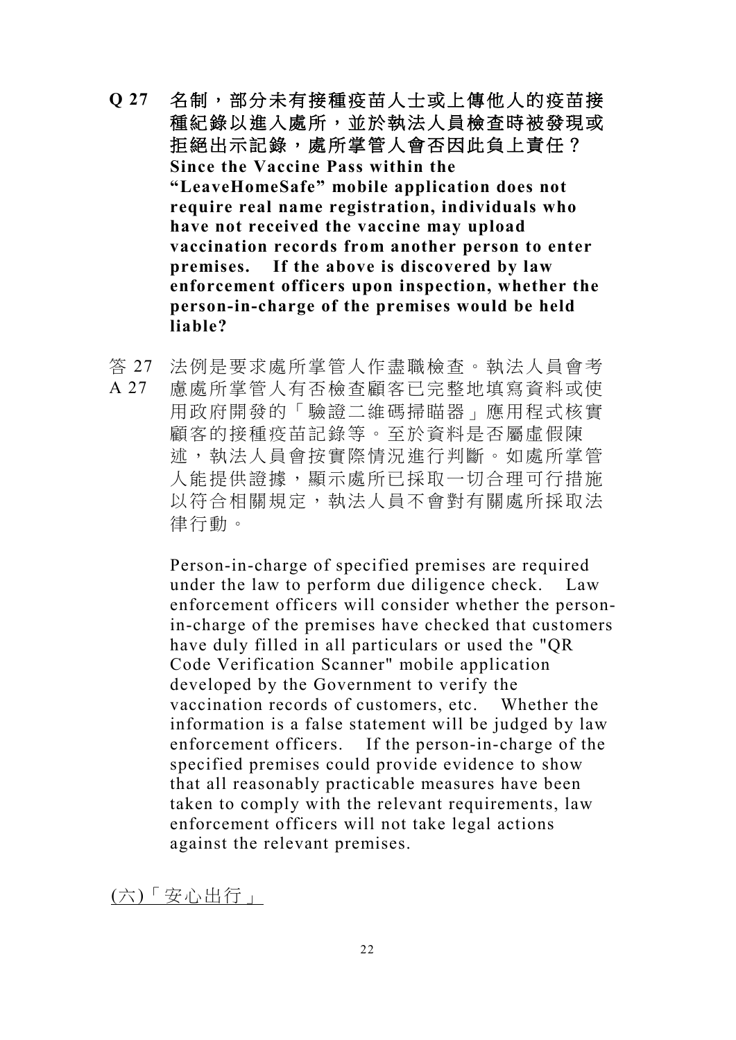**Q 27 名制，部分未有接種疫苗人士或上傳他人的疫苗接種紀錄以進入處所，並於執法人員檢查時被發現或拒絕出示記錄，處所掌管人會否因此負上責任？**
**Since the Vaccine Pass within the "LeaveHomeSafe" mobile application does not require real name registration, individuals who have not received the vaccine may upload vaccination records from another person to enter premises. If the above is discovered by law enforcement officers upon inspection, whether the person-in-charge of the premises would be held liable?**

答 27
A 27 法例是要求處所掌管人作盡職檢查。執法人員會考慮處所掌管人有否檢查顧客已完整地填寫資料或使用政府開發的「驗證二維碼掃瞄器」應用程式核實顧客的接種疫苗記錄等。至於資料是否屬虛假陳述，執法人員會按實際情況進行判斷。如處所掌管人能提供證據，顯示處所已採取一切合理可行措施以符合相關規定，執法人員不會對有關處所採取法律行動。

Person-in-charge of specified premises are required under the law to perform due diligence check. Law enforcement officers will consider whether the person-in-charge of the premises have checked that customers have duly filled in all particulars or used the "QR Code Verification Scanner" mobile application developed by the Government to verify the vaccination records of customers, etc. Whether the information is a false statement will be judged by law enforcement officers. If the person-in-charge of the specified premises could provide evidence to show that all reasonably practicable measures have been taken to comply with the relevant requirements, law enforcement officers will not take legal actions against the relevant premises.

(六)「安心出行」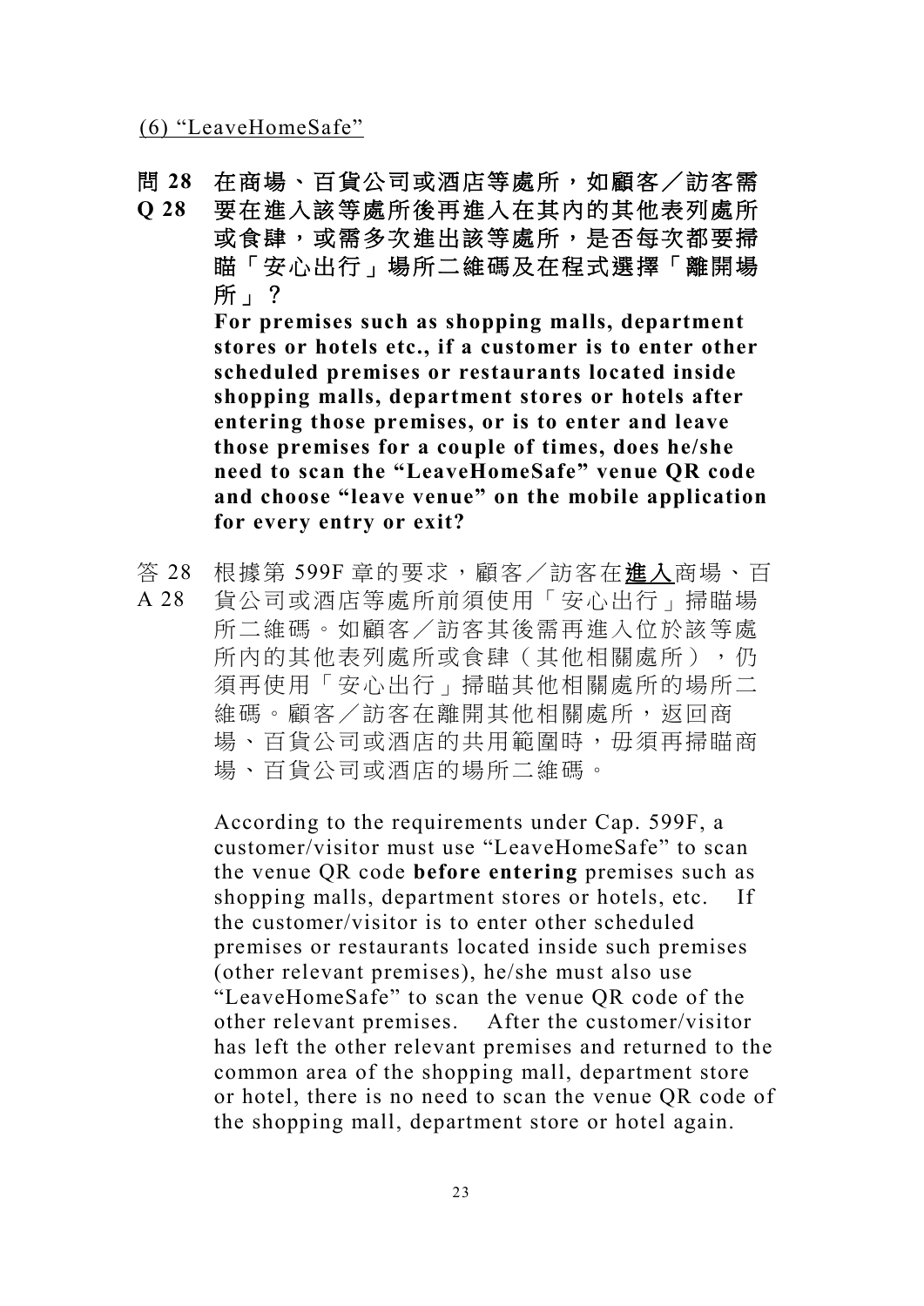<u>(6) “LeaveHomeSafe”</u>

**問 28 在商場、百貨公司或酒店等處所，如顧客／訪客需要在進入該等處所後再進入在其內的其他表列處所或食肆，或需多次進出該等處所，是否每次都要掃瞄「安心出行」場所二維碼及在程式選擇「離開場所」？**

**Q 28 For premises such as shopping malls, department stores or hotels etc., if a customer is to enter other scheduled premises or restaurants located inside shopping malls, department stores or hotels after entering those premises, or is to enter and leave those premises for a couple of times, does he/she need to scan the “LeaveHomeSafe” venue QR code and choose “leave venue” on the mobile application for every entry or exit?**

答 28 根據第 599F 章的要求，顧客／訪客在<u>**進入**</u>商場、百貨公司或酒店等處所前須使用「安心出行」掃瞄場所二維碼。如顧客／訪客其後需再進入位於該等處所內的其他表列處所或食肆（其他相關處所），仍須再使用「安心出行」掃瞄其他相關處所的場所二維碼。顧客／訪客在離開其他相關處所，返回商場、百貨公司或酒店的共用範圍時，毋須再掃瞄商場、百貨公司或酒店的場所二維碼。

A 28 According to the requirements under Cap. 599F, a customer/visitor must use “LeaveHomeSafe” to scan the venue QR code **before entering** premises such as shopping malls, department stores or hotels, etc. If the customer/visitor is to enter other scheduled premises or restaurants located inside such premises (other relevant premises), he/she must also use “LeaveHomeSafe” to scan the venue QR code of the other relevant premises. After the customer/visitor has left the other relevant premises and returned to the common area of the shopping mall, department store or hotel, there is no need to scan the venue QR code of the shopping mall, department store or hotel again.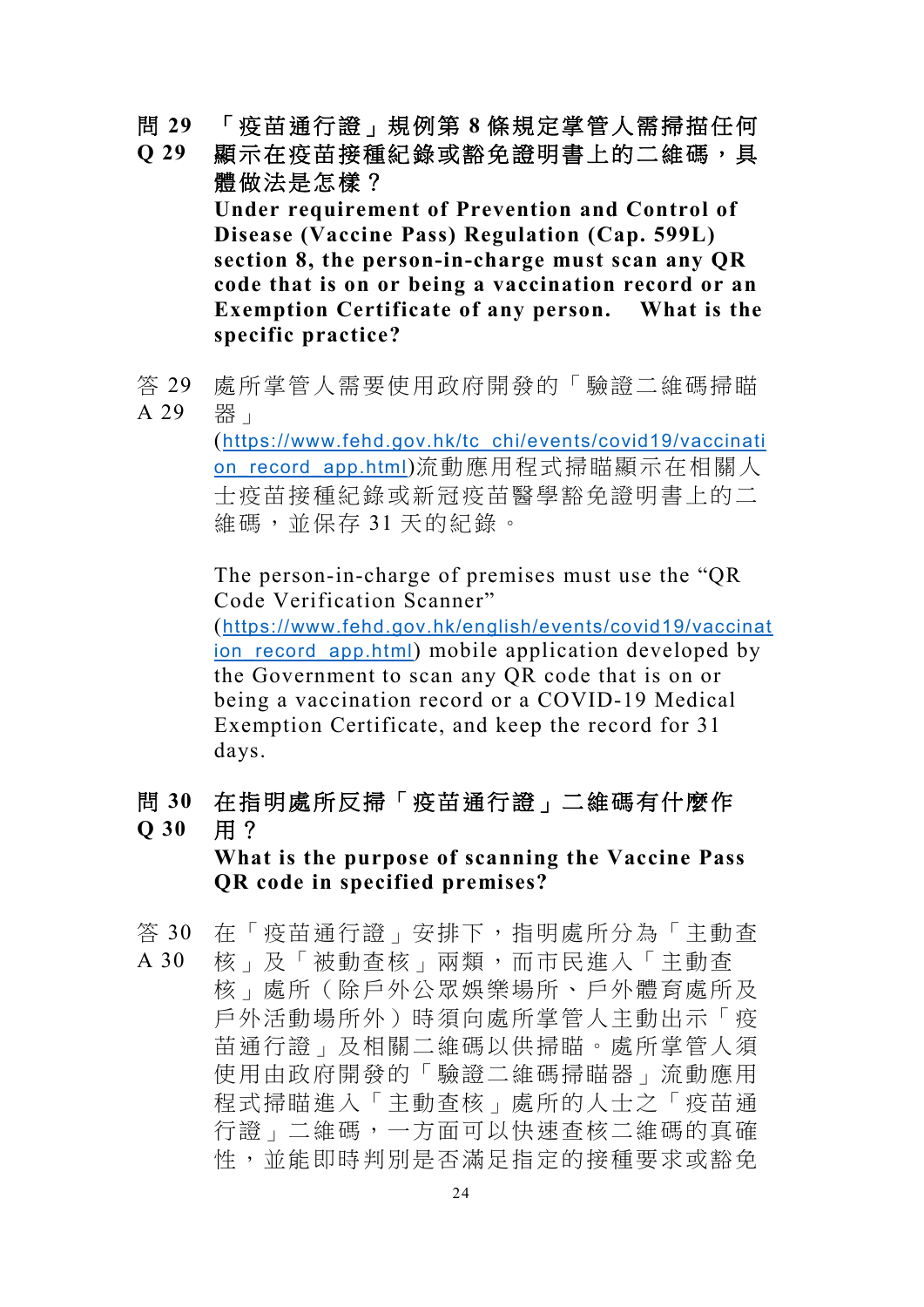**問 29 「疫苗通行證」規例第 8 條規定掌管人需掃描任何顯示在疫苗接種紀錄或豁免證明書上的二維碼，具體做法是怎樣？**
**Q 29 Under requirement of Prevention and Control of Disease (Vaccine Pass) Regulation (Cap. 599L) section 8, the person-in-charge must scan any QR code that is on or being a vaccination record or an Exemption Certificate of any person. What is the specific practice?**

答 29 處所掌管人需要使用政府開發的「驗證二維碼掃瞄器」(https://www.fehd.gov.hk/tc_chi/events/covid19/vaccination_record_app.html)流動應用程式掃瞄顯示在相關人士疫苗接種紀錄或新冠疫苗醫學豁免證明書上的二維碼，並保存 31 天的紀錄。

A 29 The person-in-charge of premises must use the “QR Code Verification Scanner” (https://www.fehd.gov.hk/english/events/covid19/vaccination_record_app.html) mobile application developed by the Government to scan any QR code that is on or being a vaccination record or a COVID-19 Medical Exemption Certificate, and keep the record for 31 days.

**問 30 在指明處所反掃「疫苗通行證」二維碼有什麼作用？**
**Q 30 What is the purpose of scanning the Vaccine Pass QR code in specified premises?**

答 30 在「疫苗通行證」安排下，指明處所分為「主動查核」及「被動查核」兩類，而市民進入「主動查核」處所（除戶外公眾娛樂場所、戶外體育處所及戶外活動場所外）時須向處所掌管人主動出示「疫苗通行證」及相關二維碼以供掃瞄。處所掌管人須使用由政府開發的「驗證二維碼掃瞄器」流動應用程式掃瞄進入「主動查核」處所的人士之「疫苗通行證」二維碼，一方面可以快速查核二維碼的真確性，並能即時判別是否滿足指定的接種要求或豁免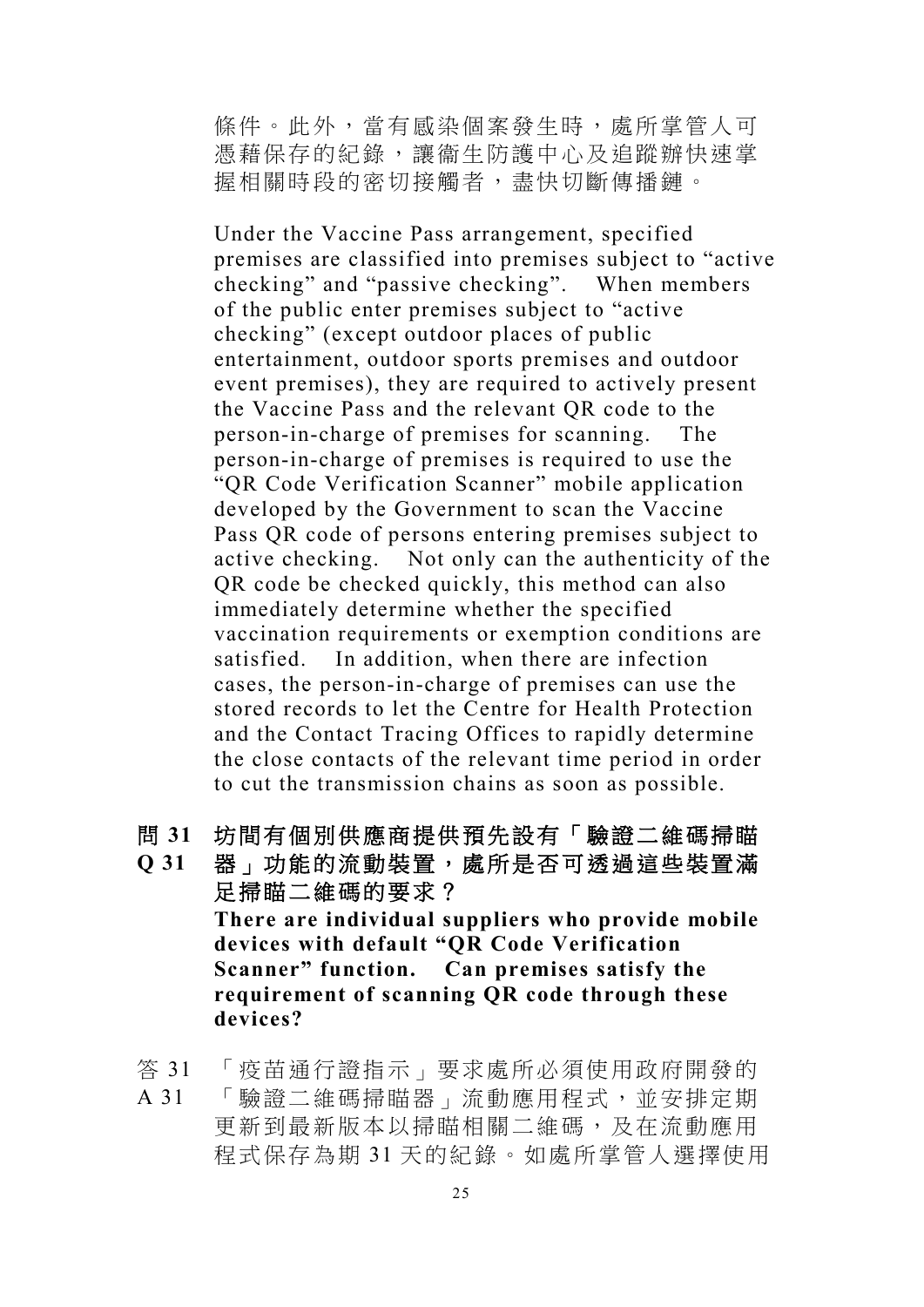條件。此外，當有感染個案發生時，處所掌管人可憑藉保存的紀錄，讓衞生防護中心及追蹤辦快速掌握相關時段的密切接觸者，盡快切斷傳播鏈。

Under the Vaccine Pass arrangement, specified premises are classified into premises subject to "active checking" and "passive checking". When members of the public enter premises subject to "active checking" (except outdoor places of public entertainment, outdoor sports premises and outdoor event premises), they are required to actively present the Vaccine Pass and the relevant QR code to the person-in-charge of premises for scanning. The person-in-charge of premises is required to use the "QR Code Verification Scanner" mobile application developed by the Government to scan the Vaccine Pass QR code of persons entering premises subject to active checking. Not only can the authenticity of the QR code be checked quickly, this method can also immediately determine whether the specified vaccination requirements or exemption conditions are satisfied. In addition, when there are infection cases, the person-in-charge of premises can use the stored records to let the Centre for Health Protection and the Contact Tracing Offices to rapidly determine the close contacts of the relevant time period in order to cut the transmission chains as soon as possible.

**問 31 坊間有個別供應商提供預先設有「驗證二維碼掃瞄器」功能的流動裝置，處所是否可透過這些裝置滿足掃瞄二維碼的要求？**

**Q 31 There are individual suppliers who provide mobile devices with default "QR Code Verification Scanner" function. Can premises satisfy the requirement of scanning QR code through these devices?**

答 31
A 31 「疫苗通行證指示」要求處所必須使用政府開發的「驗證二維碼掃瞄器」流動應用程式，並安排定期更新到最新版本以掃瞄相關二維碼，及在流動應用程式保存為期 31 天的紀錄。如處所掌管人選擇使用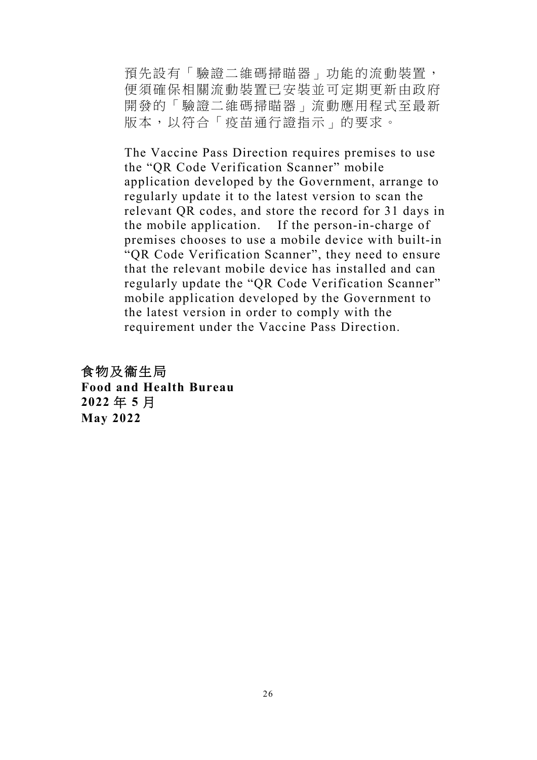預先設有「驗證二維碼掃瞄器」功能的流動裝置，便須確保相關流動裝置已安裝並可定期更新由政府開發的「驗證二維碼掃瞄器」流動應用程式至最新版本，以符合「疫苗通行證指示」的要求。

The Vaccine Pass Direction requires premises to use the "QR Code Verification Scanner" mobile application developed by the Government, arrange to regularly update it to the latest version to scan the relevant QR codes, and store the record for 31 days in the mobile application. If the person-in-charge of premises chooses to use a mobile device with built-in "QR Code Verification Scanner", they need to ensure that the relevant mobile device has installed and can regularly update the "QR Code Verification Scanner" mobile application developed by the Government to the latest version in order to comply with the requirement under the Vaccine Pass Direction.

**食物及衞生局**
**Food and Health Bureau**
**2022 年 5 月**
**May 2022**